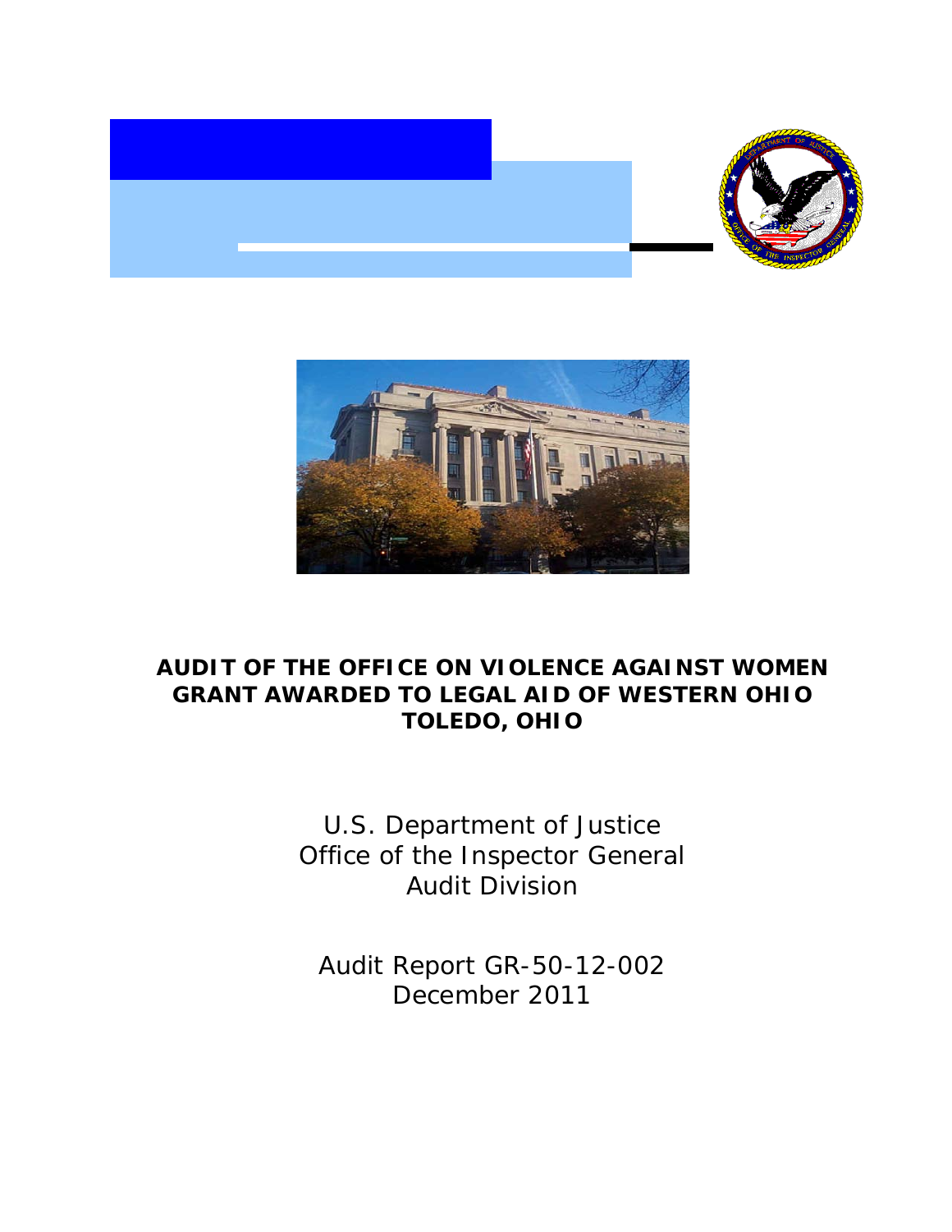# AUDIT OF THE OFFICE ON VIOLENCE AGAINST WOMEN GRANT AWARDED TO LEGAL AID OF WESTERN OHIO TOLEDO, OHIO

U.S. Department of Justice
Office of the Inspector General
Audit Division

Audit Report GR-50-12-002
December 2011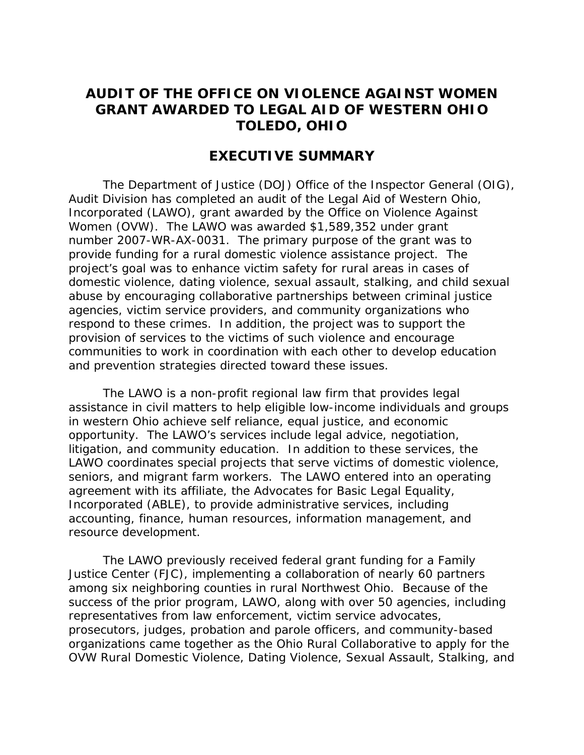# AUDIT OF THE OFFICE ON VIOLENCE AGAINST WOMEN GRANT AWARDED TO LEGAL AID OF WESTERN OHIO TOLEDO, OHIO

## EXECUTIVE SUMMARY

The Department of Justice (DOJ) Office of the Inspector General (OIG), Audit Division has completed an audit of the Legal Aid of Western Ohio, Incorporated (LAWO), grant awarded by the Office on Violence Against Women (OVW). The LAWO was awarded $1,589,352 under grant number 2007-WR-AX-0031. The primary purpose of the grant was to provide funding for a rural domestic violence assistance project. The project's goal was to enhance victim safety for rural areas in cases of domestic violence, dating violence, sexual assault, stalking, and child sexual abuse by encouraging collaborative partnerships between criminal justice agencies, victim service providers, and community organizations who respond to these crimes. In addition, the project was to support the provision of services to the victims of such violence and encourage communities to work in coordination with each other to develop education and prevention strategies directed toward these issues.

The LAWO is a non-profit regional law firm that provides legal assistance in civil matters to help eligible low-income individuals and groups in western Ohio achieve self reliance, equal justice, and economic opportunity. The LAWO's services include legal advice, negotiation, litigation, and community education. In addition to these services, the LAWO coordinates special projects that serve victims of domestic violence, seniors, and migrant farm workers. The LAWO entered into an operating agreement with its affiliate, the Advocates for Basic Legal Equality, Incorporated (ABLE), to provide administrative services, including accounting, finance, human resources, information management, and resource development.

The LAWO previously received federal grant funding for a Family Justice Center (FJC), implementing a collaboration of nearly 60 partners among six neighboring counties in rural Northwest Ohio. Because of the success of the prior program, LAWO, along with over 50 agencies, including representatives from law enforcement, victim service advocates, prosecutors, judges, probation and parole officers, and community-based organizations came together as the Ohio Rural Collaborative to apply for the OVW Rural Domestic Violence, Dating Violence, Sexual Assault, Stalking, and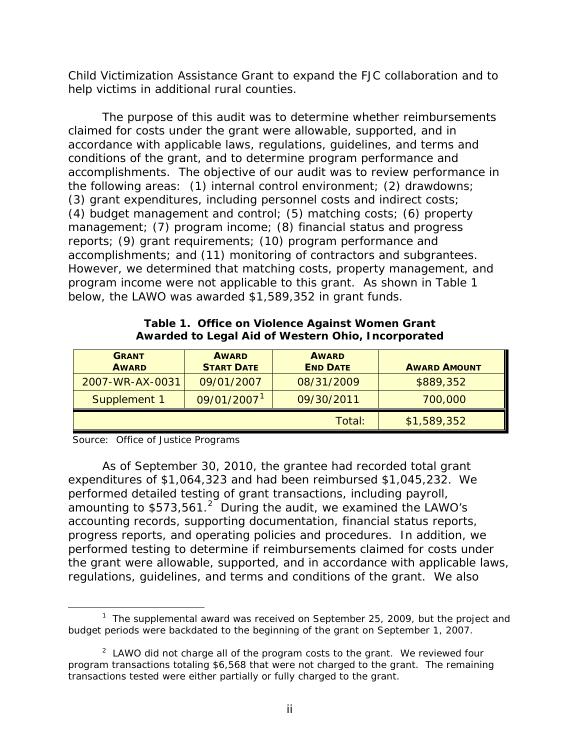Child Victimization Assistance Grant to expand the FJC collaboration and to help victims in additional rural counties.

The purpose of this audit was to determine whether reimbursements claimed for costs under the grant were allowable, supported, and in accordance with applicable laws, regulations, guidelines, and terms and conditions of the grant, and to determine program performance and accomplishments. The objective of our audit was to review performance in the following areas: (1) internal control environment; (2) drawdowns; (3) grant expenditures, including personnel costs and indirect costs; (4) budget management and control; (5) matching costs; (6) property management; (7) program income; (8) financial status and progress reports; (9) grant requirements; (10) program performance and accomplishments; and (11) monitoring of contractors and subgrantees. However, we determined that matching costs, property management, and program income were not applicable to this grant. As shown in Table 1 below, the LAWO was awarded $1,589,352 in grant funds.

**Table 1. Office on Violence Against Women Grant Awarded to Legal Aid of Western Ohio, Incorporated**

| GRANT AWARD | AWARD START DATE | AWARD END DATE | AWARD AMOUNT |
|---|---|---|---|
| 2007-WR-AX-0031 | 09/01/2007 | 08/31/2009 | $889,352 |
| Supplement 1 | 09/01/2007[1] | 09/30/2011 | 700,000 |
| | | Total: | $1,589,352 |

Source: Office of Justice Programs

As of September 30, 2010, the grantee had recorded total grant expenditures of $1,064,323 and had been reimbursed $1,045,232. We performed detailed testing of grant transactions, including payroll, amounting to $573,561.[2] During the audit, we examined the LAWO's accounting records, supporting documentation, financial status reports, progress reports, and operating policies and procedures. In addition, we performed testing to determine if reimbursements claimed for costs under the grant were allowable, supported, and in accordance with applicable laws, regulations, guidelines, and terms and conditions of the grant. We also

[1] The supplemental award was received on September 25, 2009, but the project and budget periods were backdated to the beginning of the grant on September 1, 2007.

[2] LAWO did not charge all of the program costs to the grant. We reviewed four program transactions totaling $6,568 that were not charged to the grant. The remaining transactions tested were either partially or fully charged to the grant.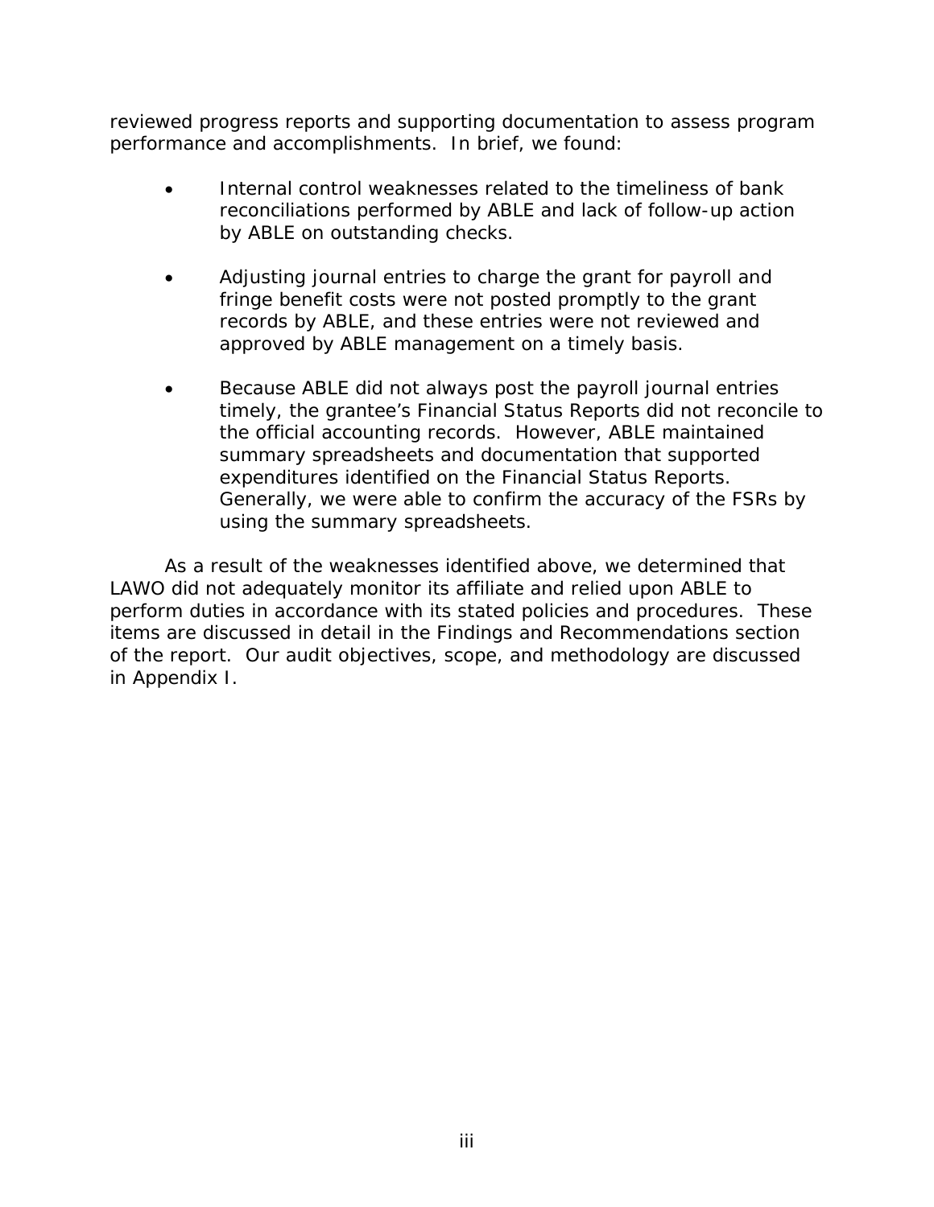reviewed progress reports and supporting documentation to assess program performance and accomplishments. In brief, we found:

- Internal control weaknesses related to the timeliness of bank reconciliations performed by ABLE and lack of follow-up action by ABLE on outstanding checks.

- Adjusting journal entries to charge the grant for payroll and fringe benefit costs were not posted promptly to the grant records by ABLE, and these entries were not reviewed and approved by ABLE management on a timely basis.

- Because ABLE did not always post the payroll journal entries timely, the grantee's Financial Status Reports did not reconcile to the official accounting records. However, ABLE maintained summary spreadsheets and documentation that supported expenditures identified on the Financial Status Reports. Generally, we were able to confirm the accuracy of the FSRs by using the summary spreadsheets.

As a result of the weaknesses identified above, we determined that LAWO did not adequately monitor its affiliate and relied upon ABLE to perform duties in accordance with its stated policies and procedures. These items are discussed in detail in the Findings and Recommendations section of the report. Our audit objectives, scope, and methodology are discussed in Appendix I.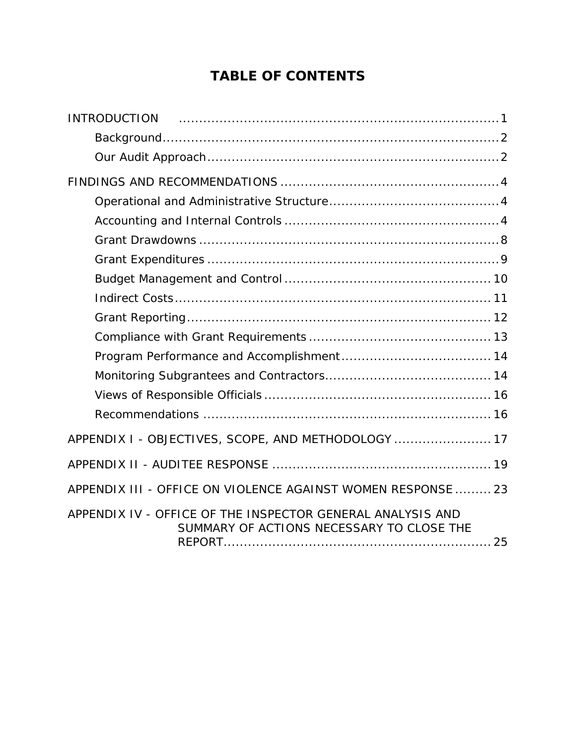# TABLE OF CONTENTS

INTRODUCTION ........................................................................... 1

- Background ............................................................................ 2
- Our Audit Approach ................................................................. 2

FINDINGS AND RECOMMENDATIONS ................................................ 4

- Operational and Administrative Structure ...................................... 4
- Accounting and Internal Controls ................................................. 4
- Grant Drawdowns ..................................................................... 8
- Grant Expenditures ................................................................... 9
- Budget Management and Control ................................................ 10
- Indirect Costs ......................................................................... 11
- Grant Reporting ....................................................................... 12
- Compliance with Grant Requirements .......................................... 13
- Program Performance and Accomplishment ................................... 14
- Monitoring Subgrantees and Contractors ....................................... 14
- Views of Responsible Officials ..................................................... 16
- Recommendations .................................................................... 16

APPENDIX I - OBJECTIVES, SCOPE, AND METHODOLOGY ........................ 17

APPENDIX II - AUDITEE RESPONSE ....................................................... 19

APPENDIX III - OFFICE ON VIOLENCE AGAINST WOMEN RESPONSE .......... 23

APPENDIX IV - OFFICE OF THE INSPECTOR GENERAL ANALYSIS AND SUMMARY OF ACTIONS NECESSARY TO CLOSE THE REPORT ................................................................. 25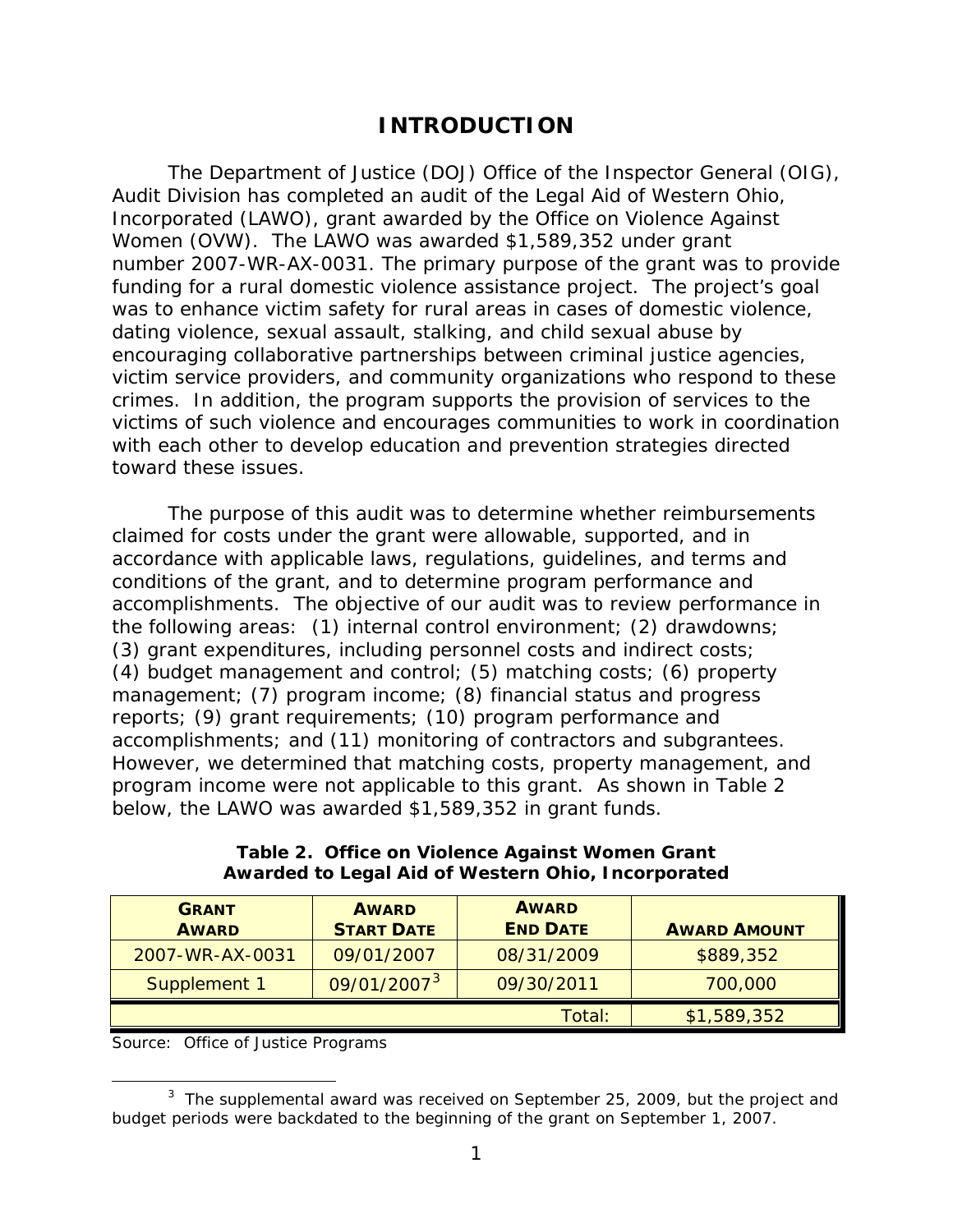# INTRODUCTION

The Department of Justice (DOJ) Office of the Inspector General (OIG), Audit Division has completed an audit of the Legal Aid of Western Ohio, Incorporated (LAWO), grant awarded by the Office on Violence Against Women (OVW). The LAWO was awarded $1,589,352 under grant number 2007-WR-AX-0031. The primary purpose of the grant was to provide funding for a rural domestic violence assistance project. The project's goal was to enhance victim safety for rural areas in cases of domestic violence, dating violence, sexual assault, stalking, and child sexual abuse by encouraging collaborative partnerships between criminal justice agencies, victim service providers, and community organizations who respond to these crimes. In addition, the program supports the provision of services to the victims of such violence and encourages communities to work in coordination with each other to develop education and prevention strategies directed toward these issues.

The purpose of this audit was to determine whether reimbursements claimed for costs under the grant were allowable, supported, and in accordance with applicable laws, regulations, guidelines, and terms and conditions of the grant, and to determine program performance and accomplishments. The objective of our audit was to review performance in the following areas: (1) internal control environment; (2) drawdowns; (3) grant expenditures, including personnel costs and indirect costs; (4) budget management and control; (5) matching costs; (6) property management; (7) program income; (8) financial status and progress reports; (9) grant requirements; (10) program performance and accomplishments; and (11) monitoring of contractors and subgrantees. However, we determined that matching costs, property management, and program income were not applicable to this grant. As shown in Table 2 below, the LAWO was awarded $1,589,352 in grant funds.

**Table 2. Office on Violence Against Women Grant Awarded to Legal Aid of Western Ohio, Incorporated**

| GRANT AWARD | AWARD START DATE | AWARD END DATE | AWARD AMOUNT |
|---|---|---|---|
| 2007-WR-AX-0031 | 09/01/2007 | 08/31/2009 | $889,352 |
| Supplement 1 | 09/01/2007[3] | 09/30/2011 | 700,000 |
| | | Total: | $1,589,352 |

Source: Office of Justice Programs

[3] The supplemental award was received on September 25, 2009, but the project and budget periods were backdated to the beginning of the grant on September 1, 2007.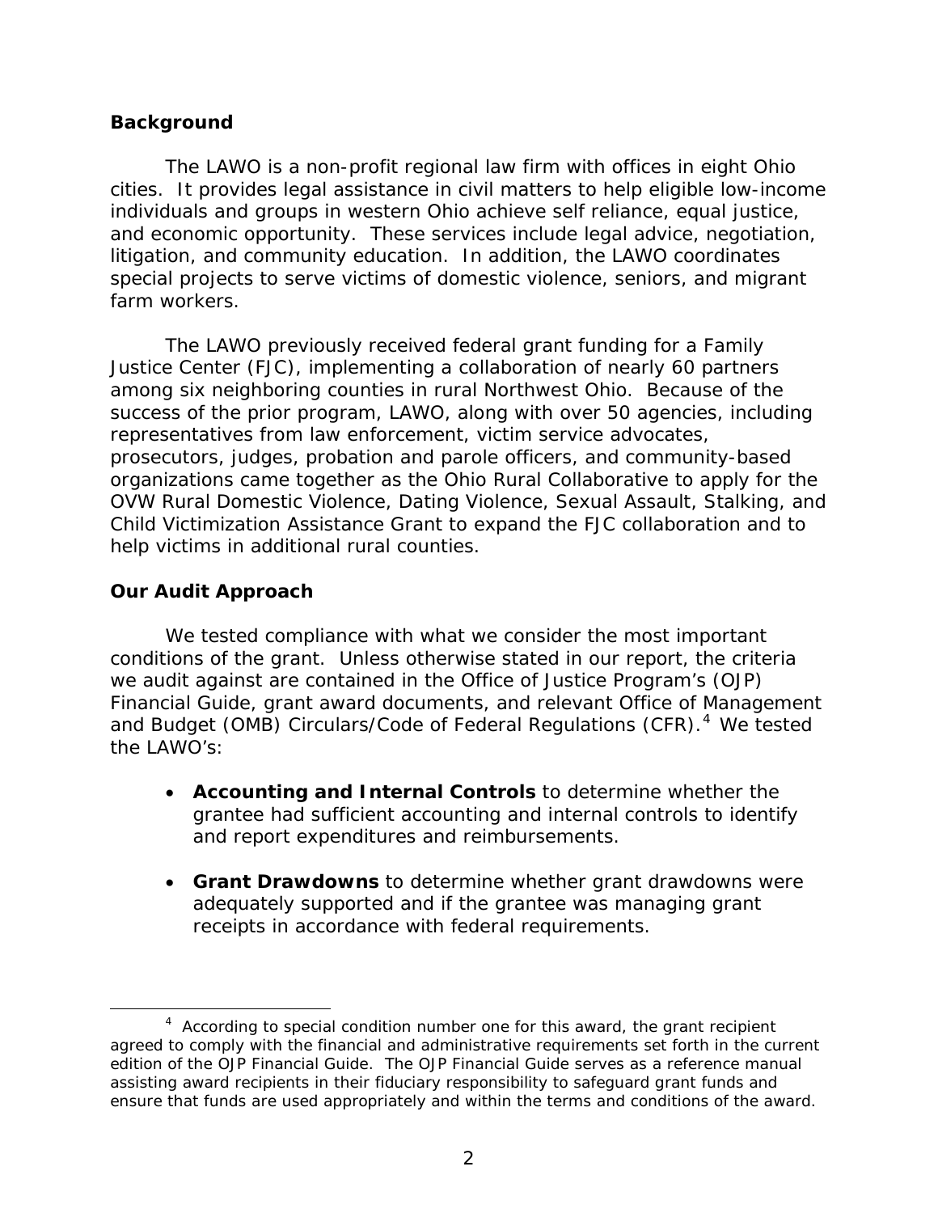## Background

The LAWO is a non-profit regional law firm with offices in eight Ohio cities. It provides legal assistance in civil matters to help eligible low-income individuals and groups in western Ohio achieve self reliance, equal justice, and economic opportunity. These services include legal advice, negotiation, litigation, and community education. In addition, the LAWO coordinates special projects to serve victims of domestic violence, seniors, and migrant farm workers.

The LAWO previously received federal grant funding for a Family Justice Center (FJC), implementing a collaboration of nearly 60 partners among six neighboring counties in rural Northwest Ohio. Because of the success of the prior program, LAWO, along with over 50 agencies, including representatives from law enforcement, victim service advocates, prosecutors, judges, probation and parole officers, and community-based organizations came together as the Ohio Rural Collaborative to apply for the OVW Rural Domestic Violence, Dating Violence, Sexual Assault, Stalking, and Child Victimization Assistance Grant to expand the FJC collaboration and to help victims in additional rural counties.

## Our Audit Approach

We tested compliance with what we consider the most important conditions of the grant. Unless otherwise stated in our report, the criteria we audit against are contained in the Office of Justice Program's (OJP) Financial Guide, grant award documents, and relevant Office of Management and Budget (OMB) Circulars/Code of Federal Regulations (CFR).[4] We tested the LAWO's:

- **Accounting and Internal Controls** to determine whether the grantee had sufficient accounting and internal controls to identify and report expenditures and reimbursements.

- **Grant Drawdowns** to determine whether grant drawdowns were adequately supported and if the grantee was managing grant receipts in accordance with federal requirements.

[4] According to special condition number one for this award, the grant recipient agreed to comply with the financial and administrative requirements set forth in the current edition of the OJP Financial Guide. The OJP Financial Guide serves as a reference manual assisting award recipients in their fiduciary responsibility to safeguard grant funds and ensure that funds are used appropriately and within the terms and conditions of the award.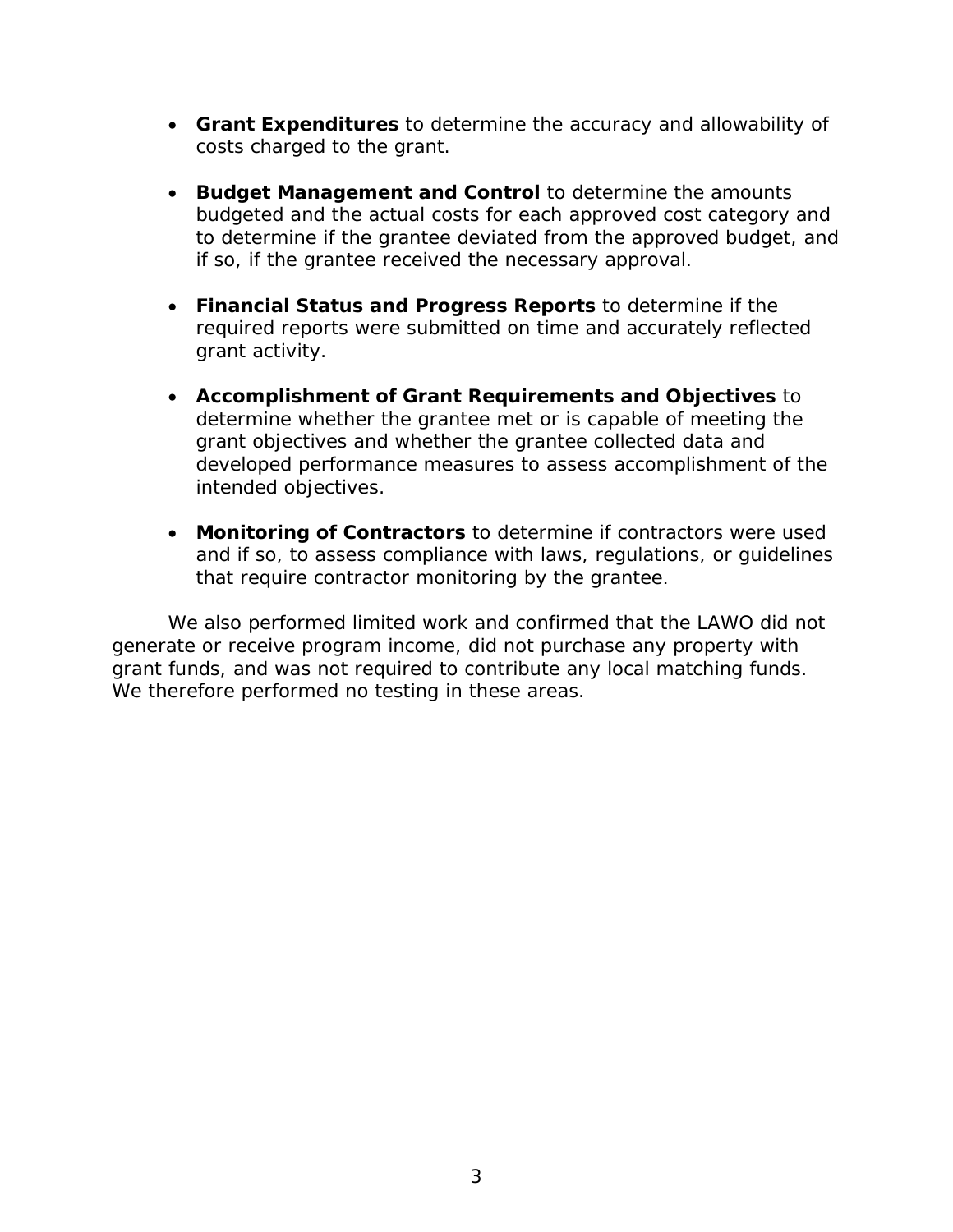- **Grant Expenditures** to determine the accuracy and allowability of costs charged to the grant.

- **Budget Management and Control** to determine the amounts budgeted and the actual costs for each approved cost category and to determine if the grantee deviated from the approved budget, and if so, if the grantee received the necessary approval.

- **Financial Status and Progress Reports** to determine if the required reports were submitted on time and accurately reflected grant activity.

- **Accomplishment of Grant Requirements and Objectives** to determine whether the grantee met or is capable of meeting the grant objectives and whether the grantee collected data and developed performance measures to assess accomplishment of the intended objectives.

- **Monitoring of Contractors** to determine if contractors were used and if so, to assess compliance with laws, regulations, or guidelines that require contractor monitoring by the grantee.

We also performed limited work and confirmed that the LAWO did not generate or receive program income, did not purchase any property with grant funds, and was not required to contribute any local matching funds. We therefore performed no testing in these areas.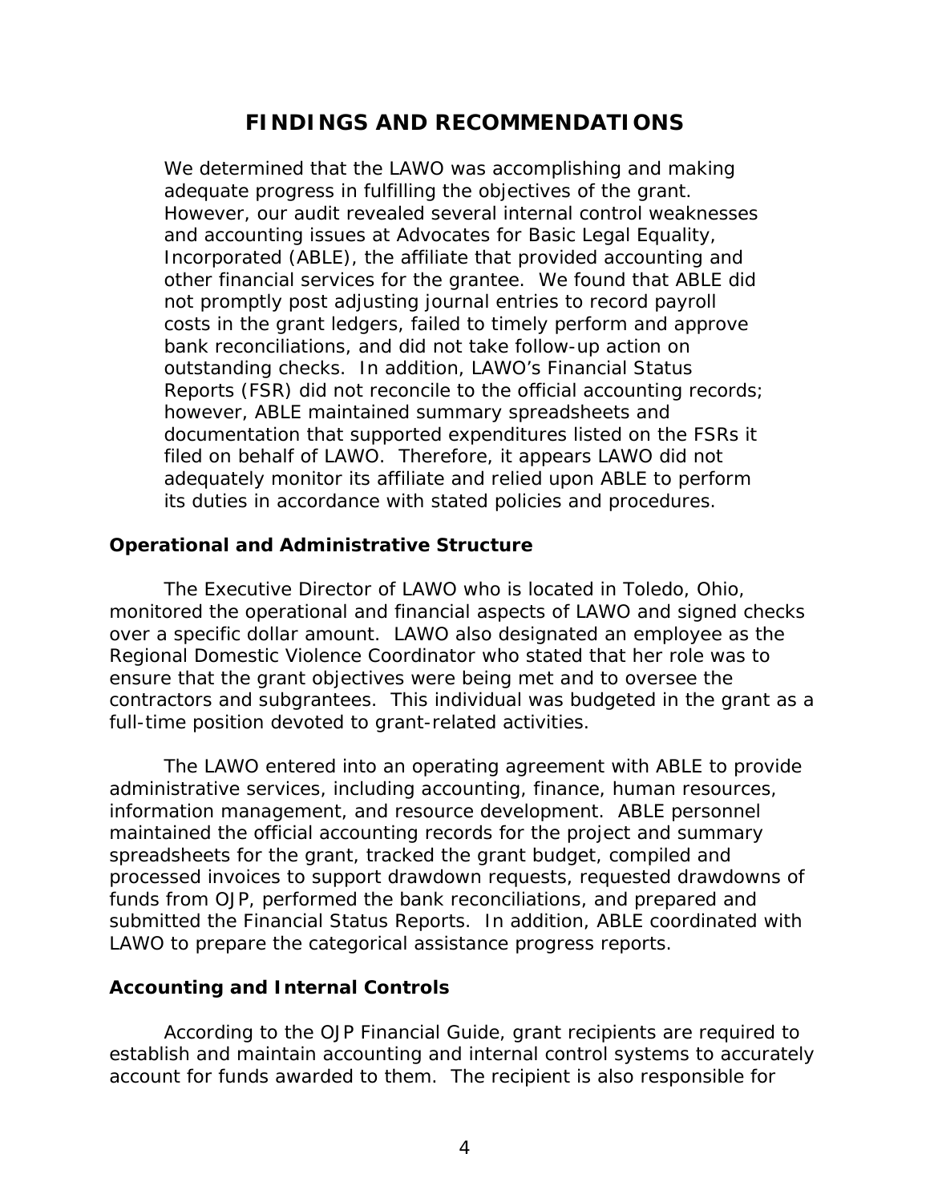# FINDINGS AND RECOMMENDATIONS

We determined that the LAWO was accomplishing and making adequate progress in fulfilling the objectives of the grant. However, our audit revealed several internal control weaknesses and accounting issues at Advocates for Basic Legal Equality, Incorporated (ABLE), the affiliate that provided accounting and other financial services for the grantee. We found that ABLE did not promptly post adjusting journal entries to record payroll costs in the grant ledgers, failed to timely perform and approve bank reconciliations, and did not take follow-up action on outstanding checks. In addition, LAWO's Financial Status Reports (FSR) did not reconcile to the official accounting records; however, ABLE maintained summary spreadsheets and documentation that supported expenditures listed on the FSRs it filed on behalf of LAWO. Therefore, it appears LAWO did not adequately monitor its affiliate and relied upon ABLE to perform its duties in accordance with stated policies and procedures.

## Operational and Administrative Structure

The Executive Director of LAWO who is located in Toledo, Ohio, monitored the operational and financial aspects of LAWO and signed checks over a specific dollar amount. LAWO also designated an employee as the Regional Domestic Violence Coordinator who stated that her role was to ensure that the grant objectives were being met and to oversee the contractors and subgrantees. This individual was budgeted in the grant as a full-time position devoted to grant-related activities.

The LAWO entered into an operating agreement with ABLE to provide administrative services, including accounting, finance, human resources, information management, and resource development. ABLE personnel maintained the official accounting records for the project and summary spreadsheets for the grant, tracked the grant budget, compiled and processed invoices to support drawdown requests, requested drawdowns of funds from OJP, performed the bank reconciliations, and prepared and submitted the Financial Status Reports. In addition, ABLE coordinated with LAWO to prepare the categorical assistance progress reports.

## Accounting and Internal Controls

According to the OJP Financial Guide, grant recipients are required to establish and maintain accounting and internal control systems to accurately account for funds awarded to them. The recipient is also responsible for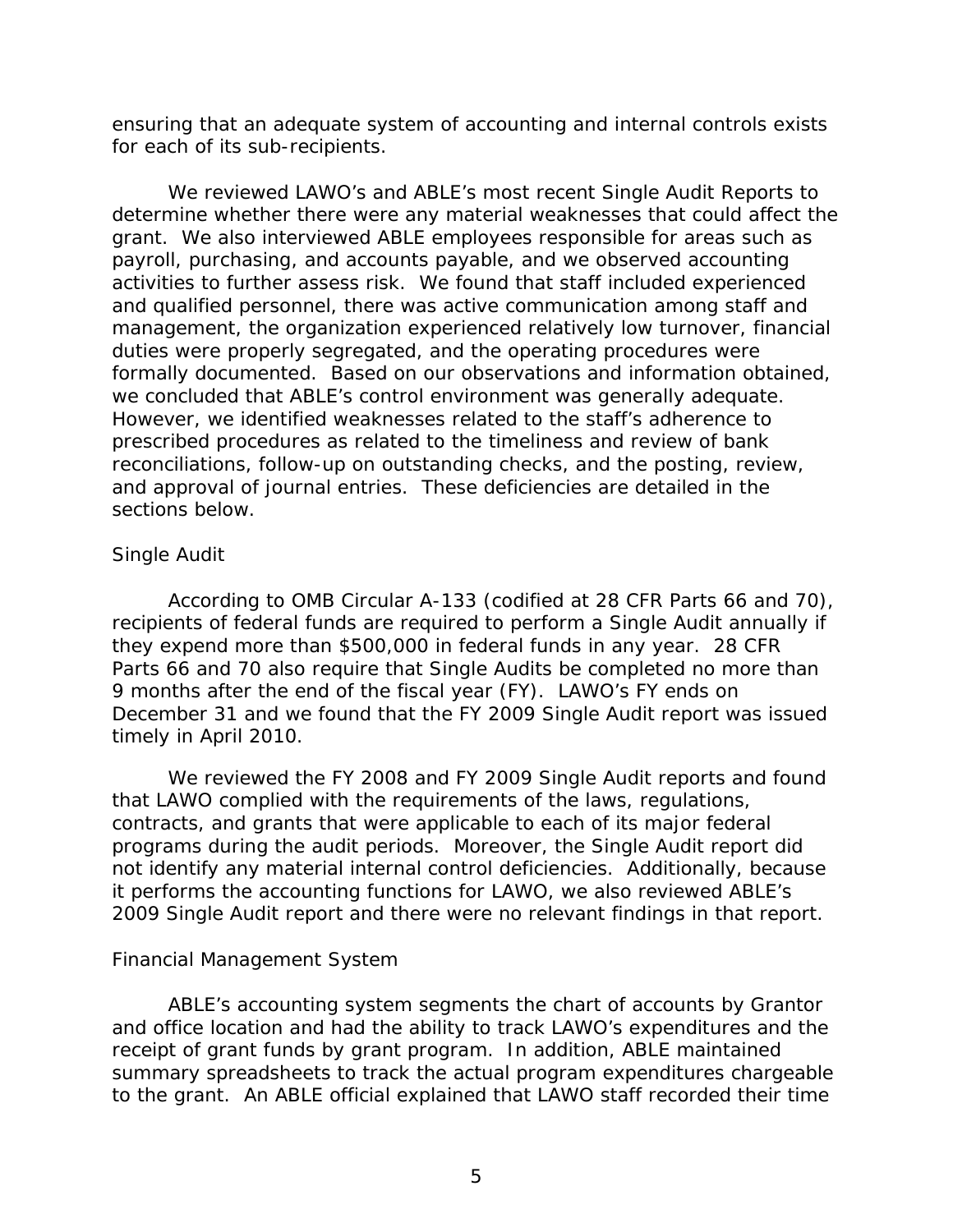ensuring that an adequate system of accounting and internal controls exists for each of its sub-recipients.

We reviewed LAWO's and ABLE's most recent Single Audit Reports to determine whether there were any material weaknesses that could affect the grant. We also interviewed ABLE employees responsible for areas such as payroll, purchasing, and accounts payable, and we observed accounting activities to further assess risk. We found that staff included experienced and qualified personnel, there was active communication among staff and management, the organization experienced relatively low turnover, financial duties were properly segregated, and the operating procedures were formally documented. Based on our observations and information obtained, we concluded that ABLE's control environment was generally adequate. However, we identified weaknesses related to the staff's adherence to prescribed procedures as related to the timeliness and review of bank reconciliations, follow-up on outstanding checks, and the posting, review, and approval of journal entries. These deficiencies are detailed in the sections below.

### Single Audit

According to OMB Circular A-133 (codified at 28 CFR Parts 66 and 70), recipients of federal funds are required to perform a Single Audit annually if they expend more than $500,000 in federal funds in any year. 28 CFR Parts 66 and 70 also require that Single Audits be completed no more than 9 months after the end of the fiscal year (FY). LAWO's FY ends on December 31 and we found that the FY 2009 Single Audit report was issued timely in April 2010.

We reviewed the FY 2008 and FY 2009 Single Audit reports and found that LAWO complied with the requirements of the laws, regulations, contracts, and grants that were applicable to each of its major federal programs during the audit periods. Moreover, the Single Audit report did not identify any material internal control deficiencies. Additionally, because it performs the accounting functions for LAWO, we also reviewed ABLE's 2009 Single Audit report and there were no relevant findings in that report.

### Financial Management System

ABLE's accounting system segments the chart of accounts by Grantor and office location and had the ability to track LAWO's expenditures and the receipt of grant funds by grant program. In addition, ABLE maintained summary spreadsheets to track the actual program expenditures chargeable to the grant. An ABLE official explained that LAWO staff recorded their time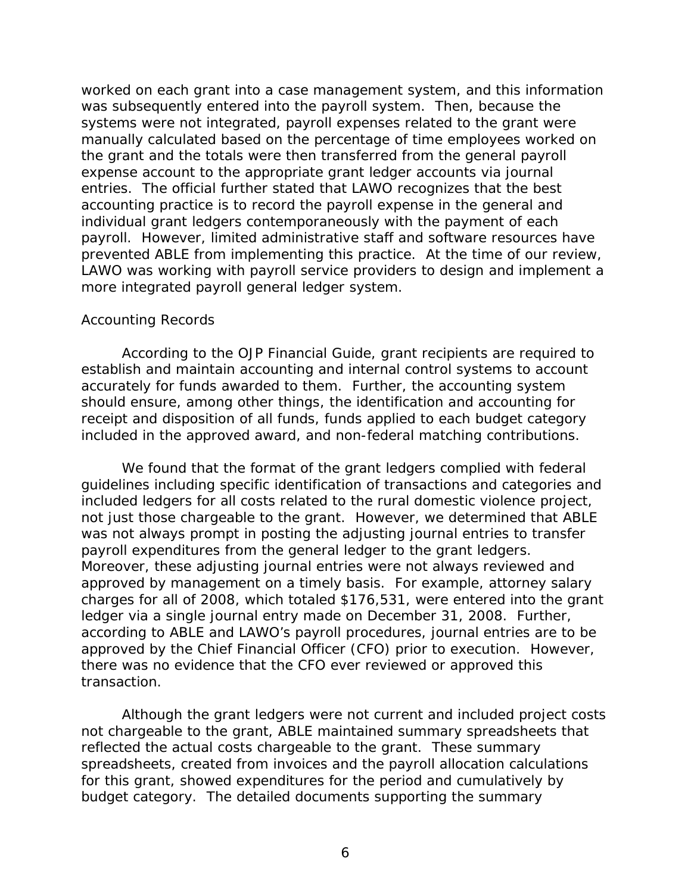worked on each grant into a case management system, and this information was subsequently entered into the payroll system. Then, because the systems were not integrated, payroll expenses related to the grant were manually calculated based on the percentage of time employees worked on the grant and the totals were then transferred from the general payroll expense account to the appropriate grant ledger accounts via journal entries. The official further stated that LAWO recognizes that the best accounting practice is to record the payroll expense in the general and individual grant ledgers contemporaneously with the payment of each payroll. However, limited administrative staff and software resources have prevented ABLE from implementing this practice. At the time of our review, LAWO was working with payroll service providers to design and implement a more integrated payroll general ledger system.

*Accounting Records*

According to the OJP Financial Guide, grant recipients are required to establish and maintain accounting and internal control systems to account accurately for funds awarded to them. Further, the accounting system should ensure, among other things, the identification and accounting for receipt and disposition of all funds, funds applied to each budget category included in the approved award, and non-federal matching contributions.

We found that the format of the grant ledgers complied with federal guidelines including specific identification of transactions and categories and included ledgers for all costs related to the rural domestic violence project, not just those chargeable to the grant. However, we determined that ABLE was not always prompt in posting the adjusting journal entries to transfer payroll expenditures from the general ledger to the grant ledgers. Moreover, these adjusting journal entries were not always reviewed and approved by management on a timely basis. For example, attorney salary charges for all of 2008, which totaled $176,531, were entered into the grant ledger via a single journal entry made on December 31, 2008. Further, according to ABLE and LAWO's payroll procedures, journal entries are to be approved by the Chief Financial Officer (CFO) prior to execution. However, there was no evidence that the CFO ever reviewed or approved this transaction.

Although the grant ledgers were not current and included project costs not chargeable to the grant, ABLE maintained summary spreadsheets that reflected the actual costs chargeable to the grant. These summary spreadsheets, created from invoices and the payroll allocation calculations for this grant, showed expenditures for the period and cumulatively by budget category. The detailed documents supporting the summary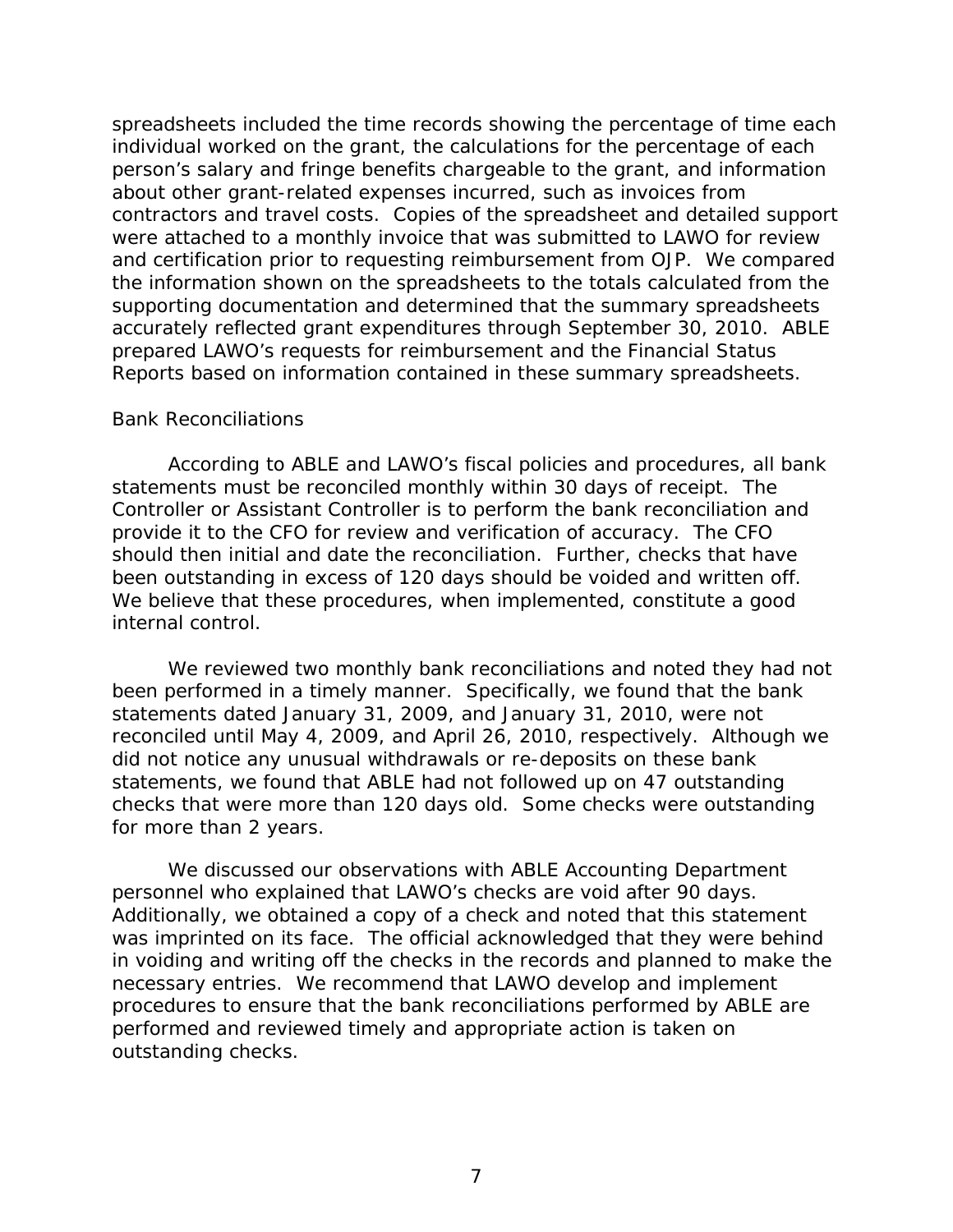spreadsheets included the time records showing the percentage of time each individual worked on the grant, the calculations for the percentage of each person's salary and fringe benefits chargeable to the grant, and information about other grant-related expenses incurred, such as invoices from contractors and travel costs. Copies of the spreadsheet and detailed support were attached to a monthly invoice that was submitted to LAWO for review and certification prior to requesting reimbursement from OJP. We compared the information shown on the spreadsheets to the totals calculated from the supporting documentation and determined that the summary spreadsheets accurately reflected grant expenditures through September 30, 2010. ABLE prepared LAWO's requests for reimbursement and the Financial Status Reports based on information contained in these summary spreadsheets.

### Bank Reconciliations

According to ABLE and LAWO's fiscal policies and procedures, all bank statements must be reconciled monthly within 30 days of receipt. The Controller or Assistant Controller is to perform the bank reconciliation and provide it to the CFO for review and verification of accuracy. The CFO should then initial and date the reconciliation. Further, checks that have been outstanding in excess of 120 days should be voided and written off. We believe that these procedures, when implemented, constitute a good internal control.

We reviewed two monthly bank reconciliations and noted they had not been performed in a timely manner. Specifically, we found that the bank statements dated January 31, 2009, and January 31, 2010, were not reconciled until May 4, 2009, and April 26, 2010, respectively. Although we did not notice any unusual withdrawals or re-deposits on these bank statements, we found that ABLE had not followed up on 47 outstanding checks that were more than 120 days old. Some checks were outstanding for more than 2 years.

We discussed our observations with ABLE Accounting Department personnel who explained that LAWO's checks are void after 90 days. Additionally, we obtained a copy of a check and noted that this statement was imprinted on its face. The official acknowledged that they were behind in voiding and writing off the checks in the records and planned to make the necessary entries. We recommend that LAWO develop and implement procedures to ensure that the bank reconciliations performed by ABLE are performed and reviewed timely and appropriate action is taken on outstanding checks.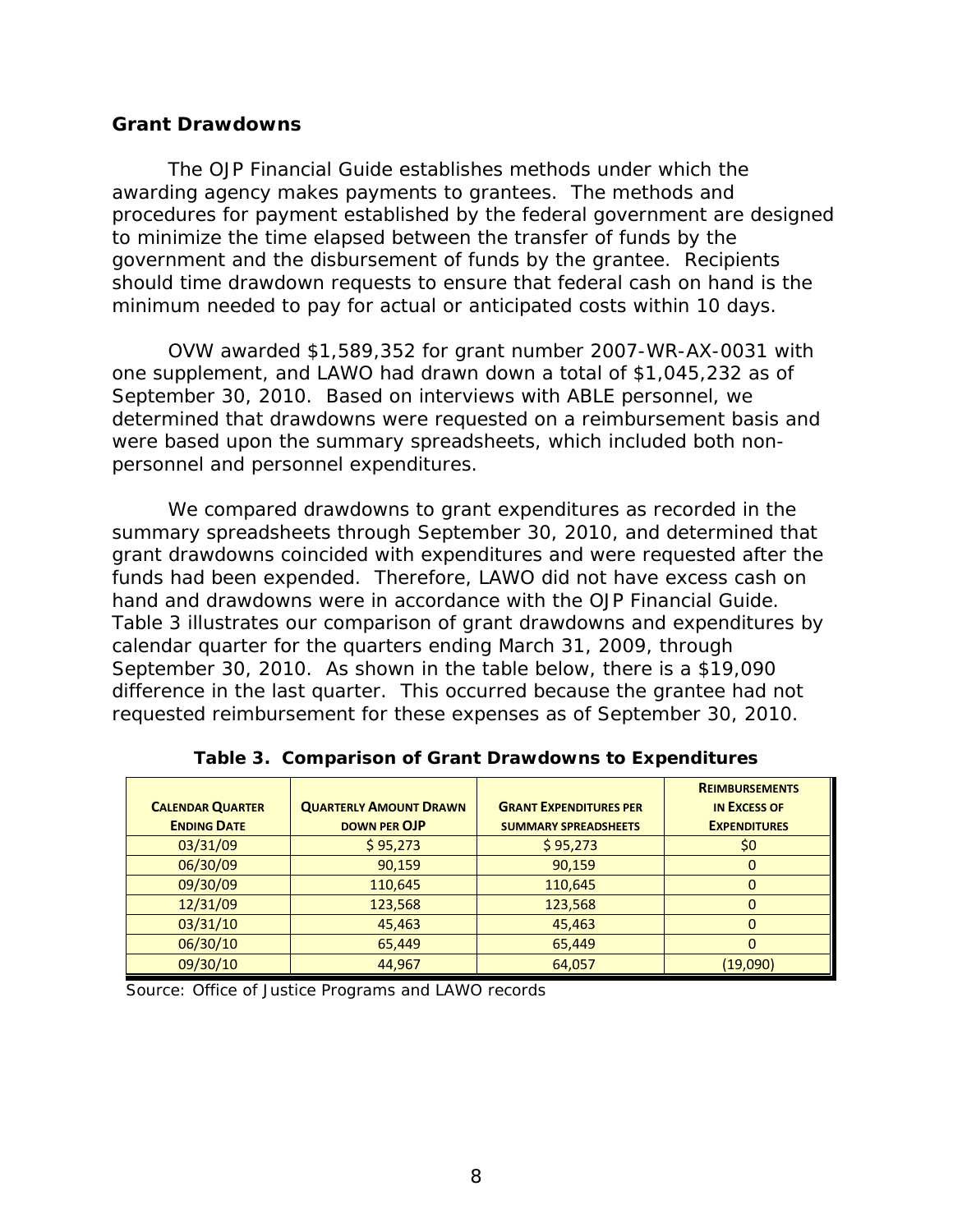## Grant Drawdowns

The OJP Financial Guide establishes methods under which the awarding agency makes payments to grantees. The methods and procedures for payment established by the federal government are designed to minimize the time elapsed between the transfer of funds by the government and the disbursement of funds by the grantee. Recipients should time drawdown requests to ensure that federal cash on hand is the minimum needed to pay for actual or anticipated costs within 10 days.

OVW awarded $1,589,352 for grant number 2007-WR-AX-0031 with one supplement, and LAWO had drawn down a total of $1,045,232 as of September 30, 2010. Based on interviews with ABLE personnel, we determined that drawdowns were requested on a reimbursement basis and were based upon the summary spreadsheets, which included both non-personnel and personnel expenditures.

We compared drawdowns to grant expenditures as recorded in the summary spreadsheets through September 30, 2010, and determined that grant drawdowns coincided with expenditures and were requested after the funds had been expended. Therefore, LAWO did not have excess cash on hand and drawdowns were in accordance with the OJP Financial Guide. Table 3 illustrates our comparison of grant drawdowns and expenditures by calendar quarter for the quarters ending March 31, 2009, through September 30, 2010. As shown in the table below, there is a $19,090 difference in the last quarter. This occurred because the grantee had not requested reimbursement for these expenses as of September 30, 2010.

**Table 3. Comparison of Grant Drawdowns to Expenditures**

| Calendar Quarter Ending Date | Quarterly Amount Drawn Down per OJP | Grant Expenditures per Summary Spreadsheets | Reimbursements in Excess of Expenditures |
|---|---|---|---|
| 03/31/09 | $ 95,273 | $ 95,273 | $0 |
| 06/30/09 | 90,159 | 90,159 | 0 |
| 09/30/09 | 110,645 | 110,645 | 0 |
| 12/31/09 | 123,568 | 123,568 | 0 |
| 03/31/10 | 45,463 | 45,463 | 0 |
| 06/30/10 | 65,449 | 65,449 | 0 |
| 09/30/10 | 44,967 | 64,057 | (19,090) |

Source: Office of Justice Programs and LAWO records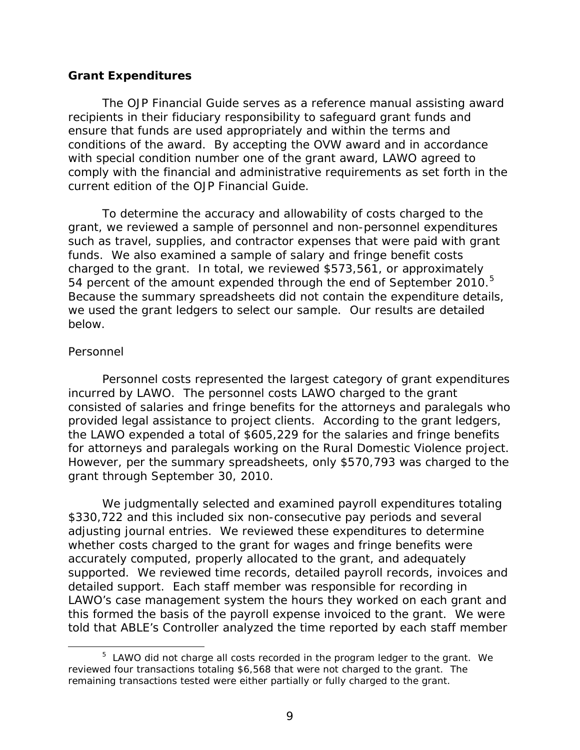**Grant Expenditures**

The OJP Financial Guide serves as a reference manual assisting award recipients in their fiduciary responsibility to safeguard grant funds and ensure that funds are used appropriately and within the terms and conditions of the award. By accepting the OVW award and in accordance with special condition number one of the grant award, LAWO agreed to comply with the financial and administrative requirements as set forth in the current edition of the OJP Financial Guide.

To determine the accuracy and allowability of costs charged to the grant, we reviewed a sample of personnel and non-personnel expenditures such as travel, supplies, and contractor expenses that were paid with grant funds. We also examined a sample of salary and fringe benefit costs charged to the grant. In total, we reviewed $573,561, or approximately 54 percent of the amount expended through the end of September 2010.[5] Because the summary spreadsheets did not contain the expenditure details, we used the grant ledgers to select our sample. Our results are detailed below.

*Personnel*

Personnel costs represented the largest category of grant expenditures incurred by LAWO. The personnel costs LAWO charged to the grant consisted of salaries and fringe benefits for the attorneys and paralegals who provided legal assistance to project clients. According to the grant ledgers, the LAWO expended a total of $605,229 for the salaries and fringe benefits for attorneys and paralegals working on the Rural Domestic Violence project. However, per the summary spreadsheets, only $570,793 was charged to the grant through September 30, 2010.

We judgmentally selected and examined payroll expenditures totaling $330,722 and this included six non-consecutive pay periods and several adjusting journal entries. We reviewed these expenditures to determine whether costs charged to the grant for wages and fringe benefits were accurately computed, properly allocated to the grant, and adequately supported. We reviewed time records, detailed payroll records, invoices and detailed support. Each staff member was responsible for recording in LAWO's case management system the hours they worked on each grant and this formed the basis of the payroll expense invoiced to the grant. We were told that ABLE's Controller analyzed the time reported by each staff member

[5] LAWO did not charge all costs recorded in the program ledger to the grant. We reviewed four transactions totaling $6,568 that were not charged to the grant. The remaining transactions tested were either partially or fully charged to the grant.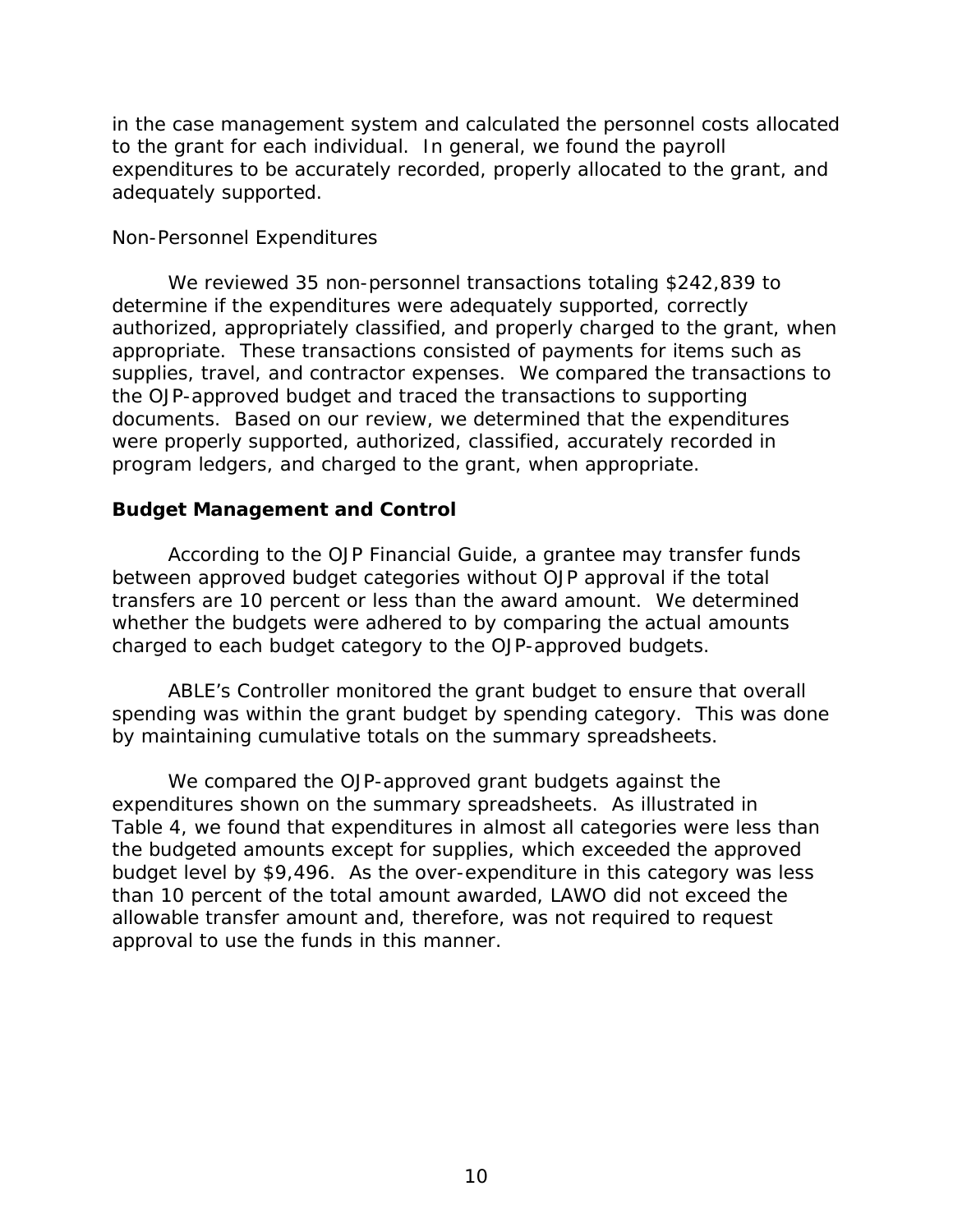in the case management system and calculated the personnel costs allocated to the grant for each individual. In general, we found the payroll expenditures to be accurately recorded, properly allocated to the grant, and adequately supported.

Non-Personnel Expenditures

We reviewed 35 non-personnel transactions totaling $242,839 to determine if the expenditures were adequately supported, correctly authorized, appropriately classified, and properly charged to the grant, when appropriate. These transactions consisted of payments for items such as supplies, travel, and contractor expenses. We compared the transactions to the OJP-approved budget and traced the transactions to supporting documents. Based on our review, we determined that the expenditures were properly supported, authorized, classified, accurately recorded in program ledgers, and charged to the grant, when appropriate.

**Budget Management and Control**

According to the OJP Financial Guide, a grantee may transfer funds between approved budget categories without OJP approval if the total transfers are 10 percent or less than the award amount. We determined whether the budgets were adhered to by comparing the actual amounts charged to each budget category to the OJP-approved budgets.

ABLE's Controller monitored the grant budget to ensure that overall spending was within the grant budget by spending category. This was done by maintaining cumulative totals on the summary spreadsheets.

We compared the OJP-approved grant budgets against the expenditures shown on the summary spreadsheets. As illustrated in Table 4, we found that expenditures in almost all categories were less than the budgeted amounts except for supplies, which exceeded the approved budget level by $9,496. As the over-expenditure in this category was less than 10 percent of the total amount awarded, LAWO did not exceed the allowable transfer amount and, therefore, was not required to request approval to use the funds in this manner.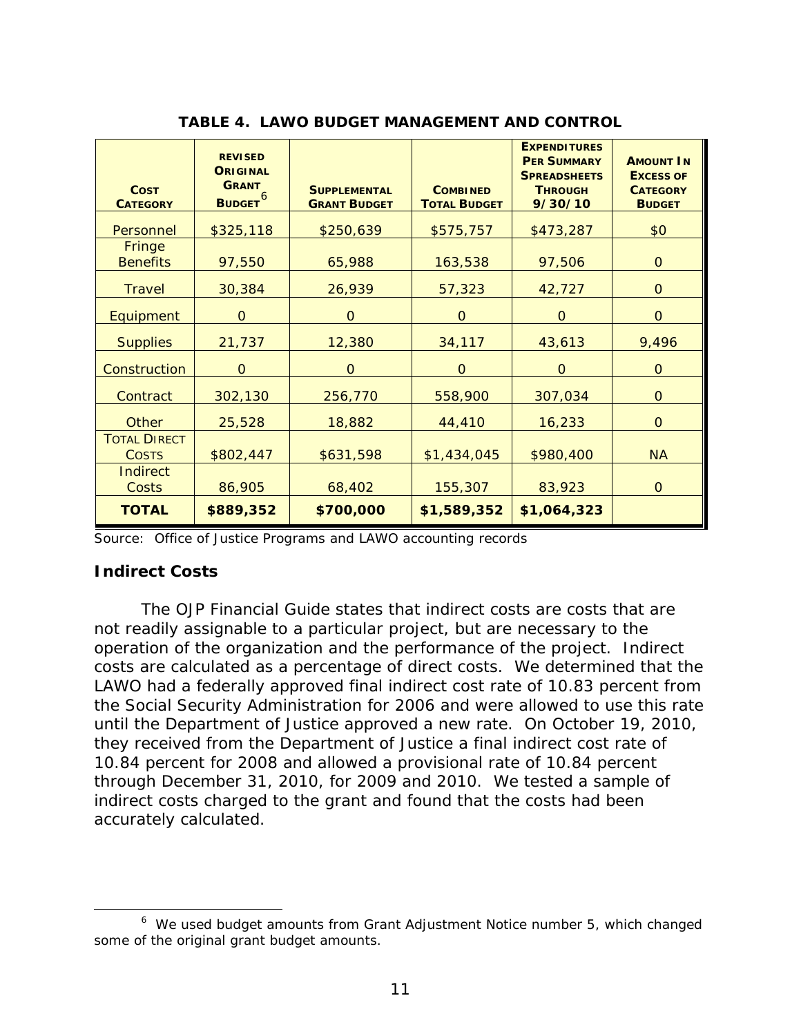**TABLE 4. LAWO BUDGET MANAGEMENT AND CONTROL**

| COST CATEGORY | REVISED ORIGINAL GRANT BUDGET[6] | SUPPLEMENTAL GRANT BUDGET | COMBINED TOTAL BUDGET | EXPENDITURES PER SUMMARY SPREADSHEETS THROUGH 9/30/10 | AMOUNT IN EXCESS OF CATEGORY BUDGET |
|---|---|---|---|---|---|
| Personnel | \$325,118 | \$250,639 | \$575,757 | \$473,287 | \$0 |
| Fringe Benefits | 97,550 | 65,988 | 163,538 | 97,506 | 0 |
| Travel | 30,384 | 26,939 | 57,323 | 42,727 | 0 |
| Equipment | 0 | 0 | 0 | 0 | 0 |
| Supplies | 21,737 | 12,380 | 34,117 | 43,613 | 9,496 |
| Construction | 0 | 0 | 0 | 0 | 0 |
| Contract | 302,130 | 256,770 | 558,900 | 307,034 | 0 |
| Other | 25,528 | 18,882 | 44,410 | 16,233 | 0 |
| TOTAL DIRECT COSTS | \$802,447 | \$631,598 | \$1,434,045 | \$980,400 | NA |
| Indirect Costs | 86,905 | 68,402 | 155,307 | 83,923 | 0 |
| **TOTAL** | **\$889,352** | **\$700,000** | **\$1,589,352** | **\$1,064,323** | |

Source: Office of Justice Programs and LAWO accounting records

### Indirect Costs

The OJP Financial Guide states that indirect costs are costs that are not readily assignable to a particular project, but are necessary to the operation of the organization and the performance of the project. Indirect costs are calculated as a percentage of direct costs. We determined that the LAWO had a federally approved final indirect cost rate of 10.83 percent from the Social Security Administration for 2006 and were allowed to use this rate until the Department of Justice approved a new rate. On October 19, 2010, they received from the Department of Justice a final indirect cost rate of 10.84 percent for 2008 and allowed a provisional rate of 10.84 percent through December 31, 2010, for 2009 and 2010. We tested a sample of indirect costs charged to the grant and found that the costs had been accurately calculated.

[6] We used budget amounts from Grant Adjustment Notice number 5, which changed some of the original grant budget amounts.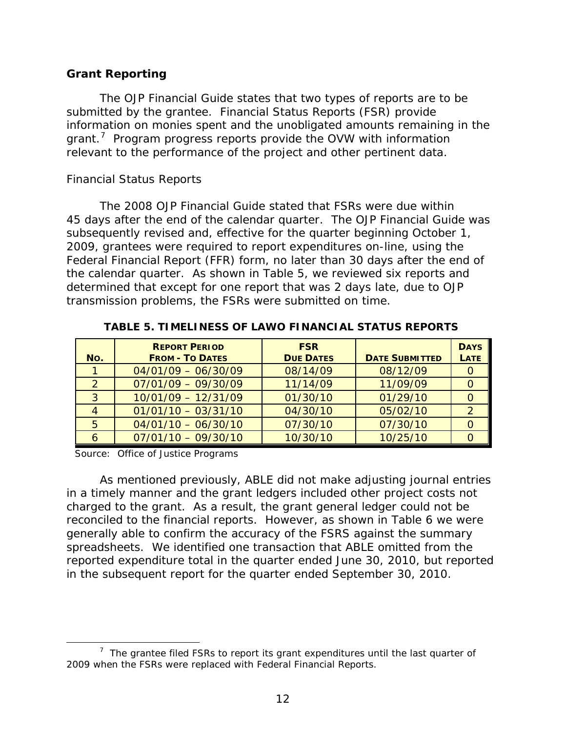## Grant Reporting

The OJP Financial Guide states that two types of reports are to be submitted by the grantee. Financial Status Reports (FSR) provide information on monies spent and the unobligated amounts remaining in the grant.[7] Program progress reports provide the OVW with information relevant to the performance of the project and other pertinent data.

### Financial Status Reports

The 2008 OJP Financial Guide stated that FSRs were due within 45 days after the end of the calendar quarter. The OJP Financial Guide was subsequently revised and, effective for the quarter beginning October 1, 2009, grantees were required to report expenditures on-line, using the Federal Financial Report (FFR) form, no later than 30 days after the end of the calendar quarter. As shown in Table 5, we reviewed six reports and determined that except for one report that was 2 days late, due to OJP transmission problems, the FSRs were submitted on time.

**TABLE 5. TIMELINESS OF LAWO FINANCIAL STATUS REPORTS**

| No. | Report Period From - To Dates | FSR Due Dates | Date Submitted | Days Late |
|---|---|---|---|---|
| 1 | 04/01/09 – 06/30/09 | 08/14/09 | 08/12/09 | 0 |
| 2 | 07/01/09 – 09/30/09 | 11/14/09 | 11/09/09 | 0 |
| 3 | 10/01/09 – 12/31/09 | 01/30/10 | 01/29/10 | 0 |
| 4 | 01/01/10 – 03/31/10 | 04/30/10 | 05/02/10 | 2 |
| 5 | 04/01/10 – 06/30/10 | 07/30/10 | 07/30/10 | 0 |
| 6 | 07/01/10 – 09/30/10 | 10/30/10 | 10/25/10 | 0 |

Source: Office of Justice Programs

As mentioned previously, ABLE did not make adjusting journal entries in a timely manner and the grant ledgers included other project costs not charged to the grant. As a result, the grant general ledger could not be reconciled to the financial reports. However, as shown in Table 6 we were generally able to confirm the accuracy of the FSRS against the summary spreadsheets. We identified one transaction that ABLE omitted from the reported expenditure total in the quarter ended June 30, 2010, but reported in the subsequent report for the quarter ended September 30, 2010.

[7] The grantee filed FSRs to report its grant expenditures until the last quarter of 2009 when the FSRs were replaced with Federal Financial Reports.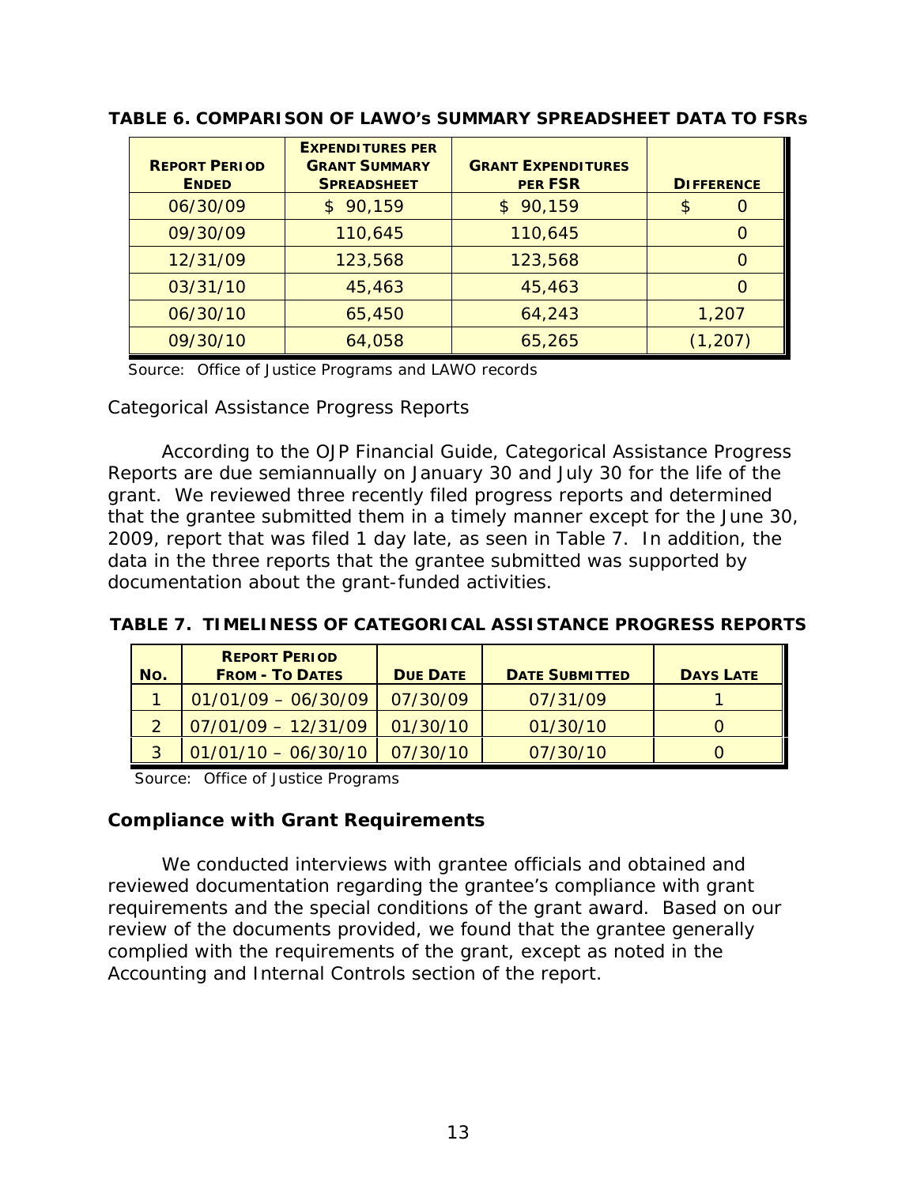**TABLE 6. COMPARISON OF LAWO's SUMMARY SPREADSHEET DATA TO FSRs**

| REPORT PERIOD ENDED | EXPENDITURES PER GRANT SUMMARY SPREADSHEET | GRANT EXPENDITURES PER FSR | DIFFERENCE |
|---|---|---|---|
| 06/30/09 | $ 90,159 | $ 90,159 | $ 0 |
| 09/30/09 | 110,645 | 110,645 | 0 |
| 12/31/09 | 123,568 | 123,568 | 0 |
| 03/31/10 | 45,463 | 45,463 | 0 |
| 06/30/10 | 65,450 | 64,243 | 1,207 |
| 09/30/10 | 64,058 | 65,265 | (1,207) |

Source: Office of Justice Programs and LAWO records

Categorical Assistance Progress Reports

According to the OJP Financial Guide, Categorical Assistance Progress Reports are due semiannually on January 30 and July 30 for the life of the grant. We reviewed three recently filed progress reports and determined that the grantee submitted them in a timely manner except for the June 30, 2009, report that was filed 1 day late, as seen in Table 7. In addition, the data in the three reports that the grantee submitted was supported by documentation about the grant-funded activities.

**TABLE 7. TIMELINESS OF CATEGORICAL ASSISTANCE PROGRESS REPORTS**

| NO. | REPORT PERIOD FROM - TO DATES | DUE DATE | DATE SUBMITTED | DAYS LATE |
|---|---|---|---|---|
| 1 | 01/01/09 – 06/30/09 | 07/30/09 | 07/31/09 | 1 |
| 2 | 07/01/09 – 12/31/09 | 01/30/10 | 01/30/10 | 0 |
| 3 | 01/01/10 – 06/30/10 | 07/30/10 | 07/30/10 | 0 |

Source: Office of Justice Programs

## Compliance with Grant Requirements

We conducted interviews with grantee officials and obtained and reviewed documentation regarding the grantee's compliance with grant requirements and the special conditions of the grant award. Based on our review of the documents provided, we found that the grantee generally complied with the requirements of the grant, except as noted in the Accounting and Internal Controls section of the report.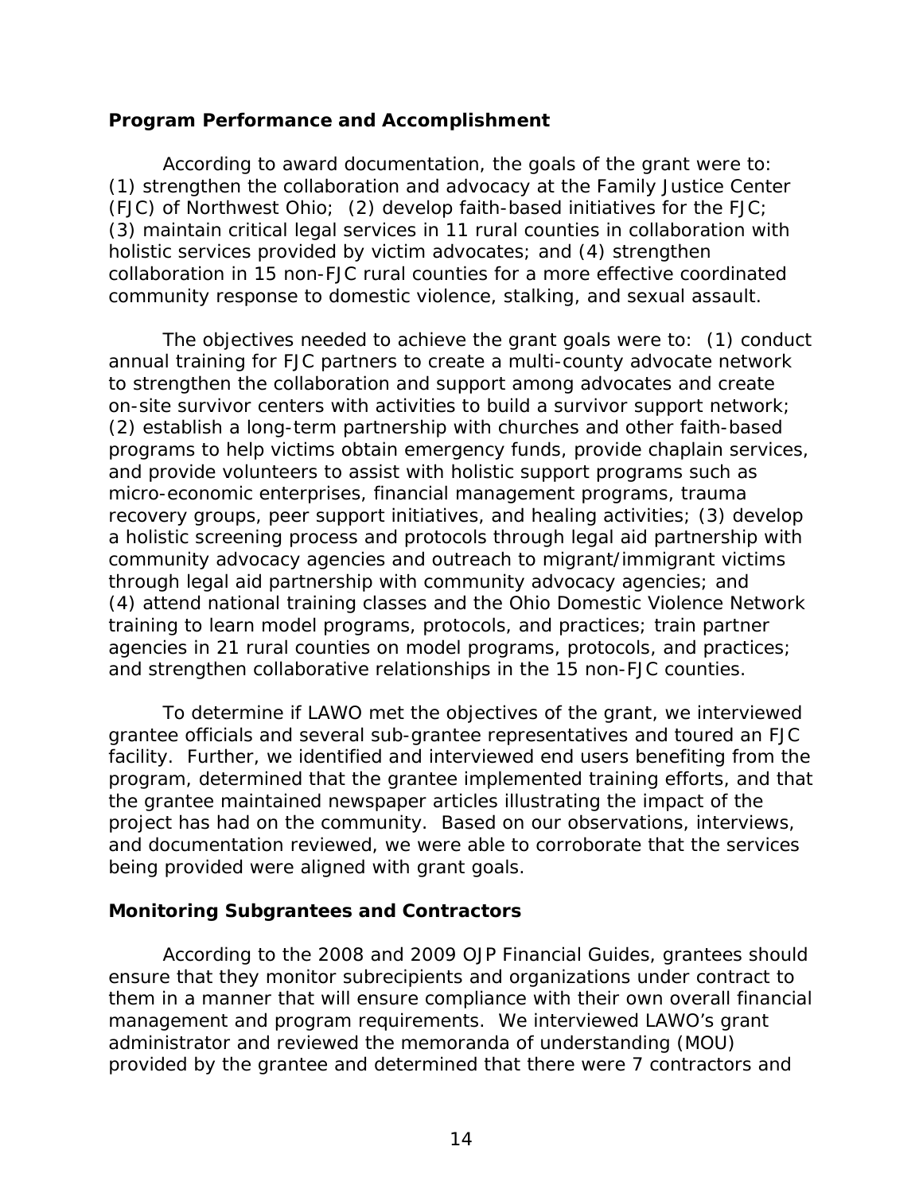### Program Performance and Accomplishment

According to award documentation, the goals of the grant were to: (1) strengthen the collaboration and advocacy at the Family Justice Center (FJC) of Northwest Ohio; (2) develop faith-based initiatives for the FJC; (3) maintain critical legal services in 11 rural counties in collaboration with holistic services provided by victim advocates; and (4) strengthen collaboration in 15 non-FJC rural counties for a more effective coordinated community response to domestic violence, stalking, and sexual assault.

The objectives needed to achieve the grant goals were to: (1) conduct annual training for FJC partners to create a multi-county advocate network to strengthen the collaboration and support among advocates and create on-site survivor centers with activities to build a survivor support network; (2) establish a long-term partnership with churches and other faith-based programs to help victims obtain emergency funds, provide chaplain services, and provide volunteers to assist with holistic support programs such as micro-economic enterprises, financial management programs, trauma recovery groups, peer support initiatives, and healing activities; (3) develop a holistic screening process and protocols through legal aid partnership with community advocacy agencies and outreach to migrant/immigrant victims through legal aid partnership with community advocacy agencies; and (4) attend national training classes and the Ohio Domestic Violence Network training to learn model programs, protocols, and practices; train partner agencies in 21 rural counties on model programs, protocols, and practices; and strengthen collaborative relationships in the 15 non-FJC counties.

To determine if LAWO met the objectives of the grant, we interviewed grantee officials and several sub-grantee representatives and toured an FJC facility. Further, we identified and interviewed end users benefiting from the program, determined that the grantee implemented training efforts, and that the grantee maintained newspaper articles illustrating the impact of the project has had on the community. Based on our observations, interviews, and documentation reviewed, we were able to corroborate that the services being provided were aligned with grant goals.

### Monitoring Subgrantees and Contractors

According to the 2008 and 2009 OJP Financial Guides, grantees should ensure that they monitor subrecipients and organizations under contract to them in a manner that will ensure compliance with their own overall financial management and program requirements. We interviewed LAWO's grant administrator and reviewed the memoranda of understanding (MOU) provided by the grantee and determined that there were 7 contractors and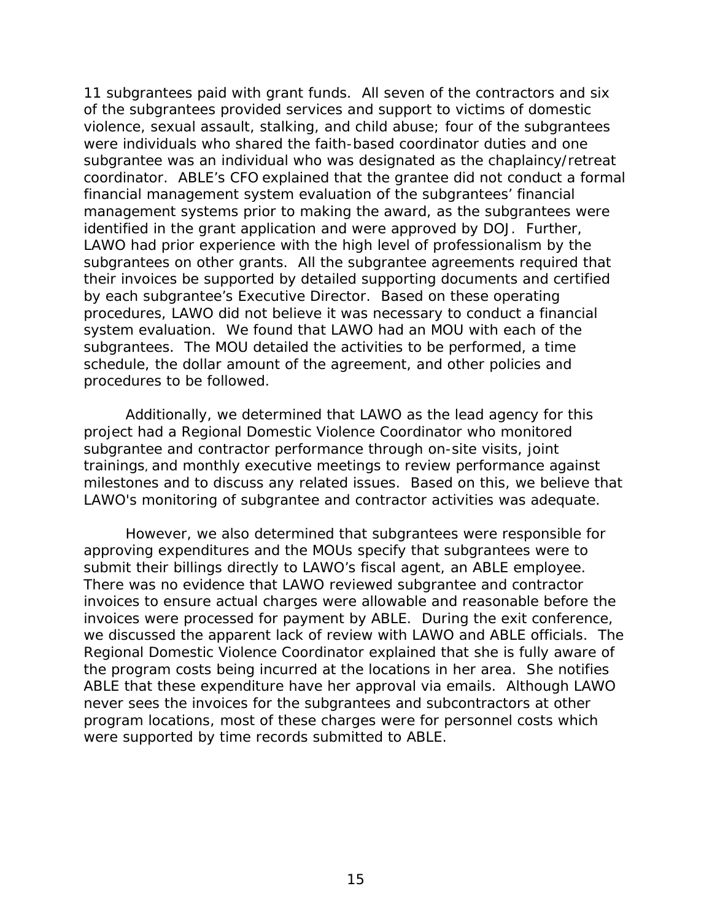11 subgrantees paid with grant funds. All seven of the contractors and six of the subgrantees provided services and support to victims of domestic violence, sexual assault, stalking, and child abuse; four of the subgrantees were individuals who shared the faith-based coordinator duties and one subgrantee was an individual who was designated as the chaplaincy/retreat coordinator. ABLE's CFO explained that the grantee did not conduct a formal financial management system evaluation of the subgrantees' financial management systems prior to making the award, as the subgrantees were identified in the grant application and were approved by DOJ. Further, LAWO had prior experience with the high level of professionalism by the subgrantees on other grants. All the subgrantee agreements required that their invoices be supported by detailed supporting documents and certified by each subgrantee's Executive Director. Based on these operating procedures, LAWO did not believe it was necessary to conduct a financial system evaluation. We found that LAWO had an MOU with each of the subgrantees. The MOU detailed the activities to be performed, a time schedule, the dollar amount of the agreement, and other policies and procedures to be followed.

Additionally, we determined that LAWO as the lead agency for this project had a Regional Domestic Violence Coordinator who monitored subgrantee and contractor performance through on-site visits, joint trainings, and monthly executive meetings to review performance against milestones and to discuss any related issues. Based on this, we believe that LAWO's monitoring of subgrantee and contractor activities was adequate.

However, we also determined that subgrantees were responsible for approving expenditures and the MOUs specify that subgrantees were to submit their billings directly to LAWO's fiscal agent, an ABLE employee. There was no evidence that LAWO reviewed subgrantee and contractor invoices to ensure actual charges were allowable and reasonable before the invoices were processed for payment by ABLE. During the exit conference, we discussed the apparent lack of review with LAWO and ABLE officials. The Regional Domestic Violence Coordinator explained that she is fully aware of the program costs being incurred at the locations in her area. She notifies ABLE that these expenditure have her approval via emails. Although LAWO never sees the invoices for the subgrantees and subcontractors at other program locations, most of these charges were for personnel costs which were supported by time records submitted to ABLE.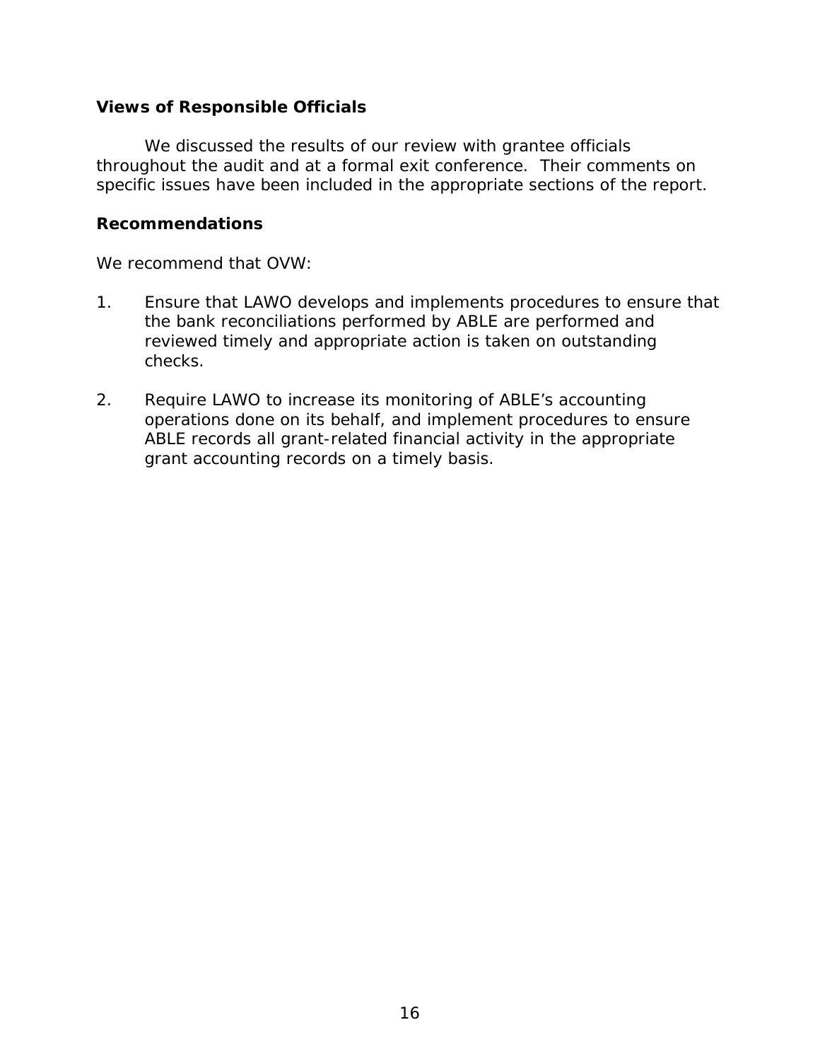### Views of Responsible Officials

We discussed the results of our review with grantee officials throughout the audit and at a formal exit conference. Their comments on specific issues have been included in the appropriate sections of the report.

### Recommendations

We recommend that OVW:

1. Ensure that LAWO develops and implements procedures to ensure that the bank reconciliations performed by ABLE are performed and reviewed timely and appropriate action is taken on outstanding checks.

2. Require LAWO to increase its monitoring of ABLE's accounting operations done on its behalf, and implement procedures to ensure ABLE records all grant-related financial activity in the appropriate grant accounting records on a timely basis.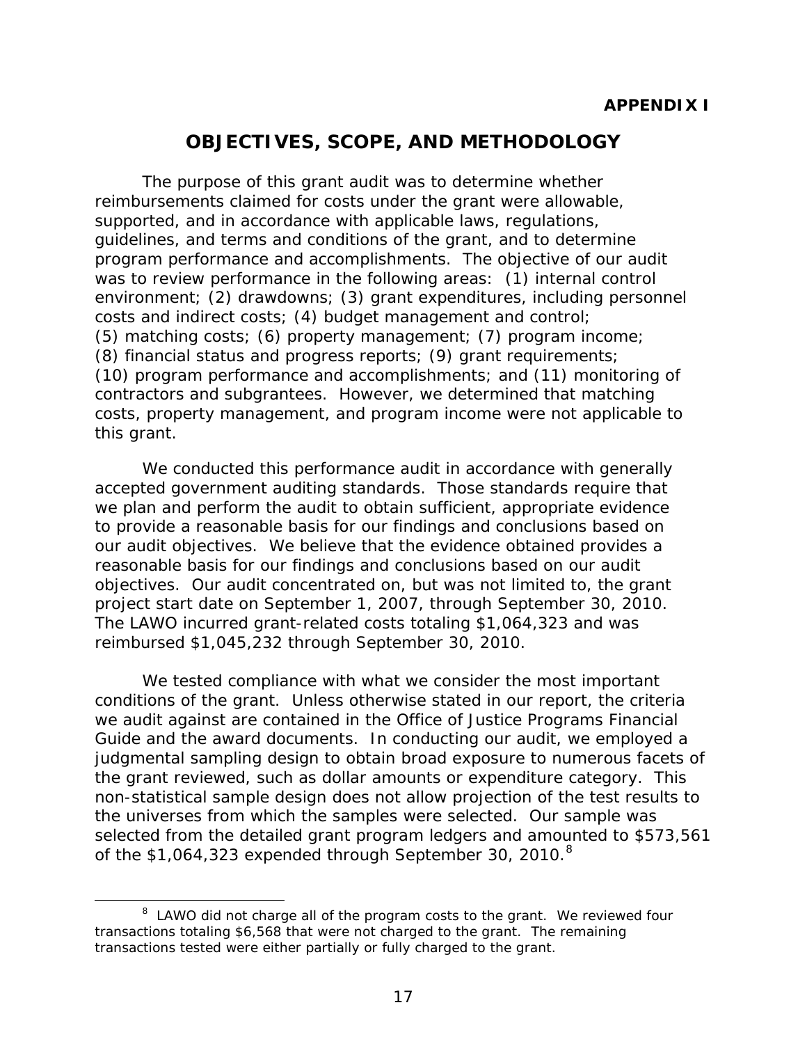**APPENDIX I**

# OBJECTIVES, SCOPE, AND METHODOLOGY

The purpose of this grant audit was to determine whether reimbursements claimed for costs under the grant were allowable, supported, and in accordance with applicable laws, regulations, guidelines, and terms and conditions of the grant, and to determine program performance and accomplishments. The objective of our audit was to review performance in the following areas: (1) internal control environment; (2) drawdowns; (3) grant expenditures, including personnel costs and indirect costs; (4) budget management and control; (5) matching costs; (6) property management; (7) program income; (8) financial status and progress reports; (9) grant requirements; (10) program performance and accomplishments; and (11) monitoring of contractors and subgrantees. However, we determined that matching costs, property management, and program income were not applicable to this grant.

We conducted this performance audit in accordance with generally accepted government auditing standards. Those standards require that we plan and perform the audit to obtain sufficient, appropriate evidence to provide a reasonable basis for our findings and conclusions based on our audit objectives. We believe that the evidence obtained provides a reasonable basis for our findings and conclusions based on our audit objectives. Our audit concentrated on, but was not limited to, the grant project start date on September 1, 2007, through September 30, 2010. The LAWO incurred grant-related costs totaling $1,064,323 and was reimbursed $1,045,232 through September 30, 2010.

We tested compliance with what we consider the most important conditions of the grant. Unless otherwise stated in our report, the criteria we audit against are contained in the Office of Justice Programs Financial Guide and the award documents. In conducting our audit, we employed a judgmental sampling design to obtain broad exposure to numerous facets of the grant reviewed, such as dollar amounts or expenditure category. This non-statistical sample design does not allow projection of the test results to the universes from which the samples were selected. Our sample was selected from the detailed grant program ledgers and amounted to $573,561 of the $1,064,323 expended through September 30, 2010.[8]

[8] LAWO did not charge all of the program costs to the grant. We reviewed four transactions totaling $6,568 that were not charged to the grant. The remaining transactions tested were either partially or fully charged to the grant.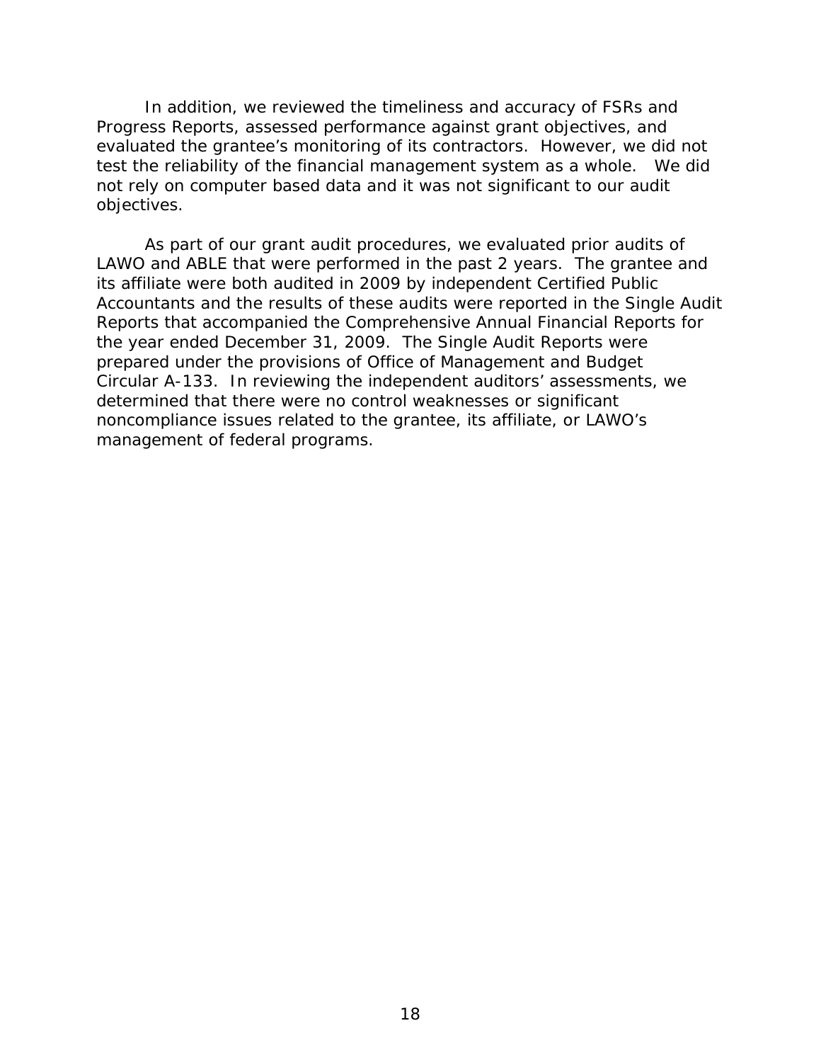In addition, we reviewed the timeliness and accuracy of FSRs and Progress Reports, assessed performance against grant objectives, and evaluated the grantee's monitoring of its contractors. However, we did not test the reliability of the financial management system as a whole. We did not rely on computer based data and it was not significant to our audit objectives.

As part of our grant audit procedures, we evaluated prior audits of LAWO and ABLE that were performed in the past 2 years. The grantee and its affiliate were both audited in 2009 by independent Certified Public Accountants and the results of these audits were reported in the Single Audit Reports that accompanied the Comprehensive Annual Financial Reports for the year ended December 31, 2009. The Single Audit Reports were prepared under the provisions of Office of Management and Budget Circular A-133. In reviewing the independent auditors' assessments, we determined that there were no control weaknesses or significant noncompliance issues related to the grantee, its affiliate, or LAWO's management of federal programs.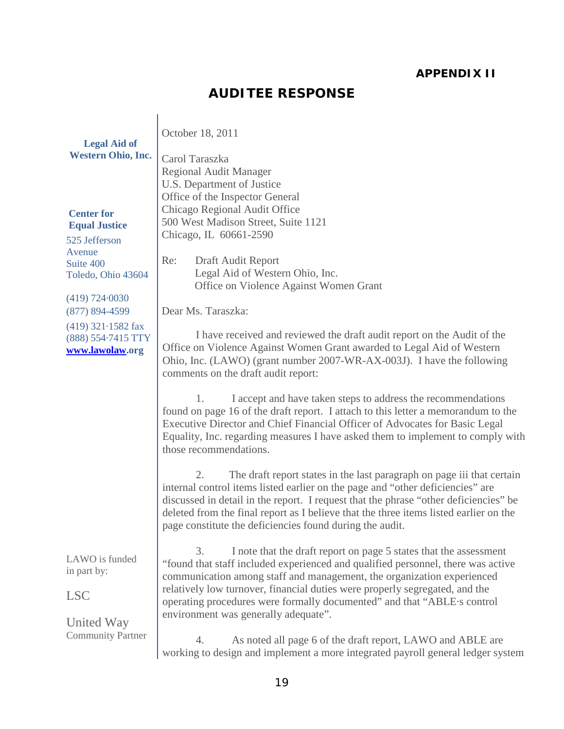## APPENDIX II

# AUDITEE RESPONSE

**Legal Aid of Western Ohio, Inc.**

**Center for Equal Justice**
525 Jefferson Avenue
Suite 400
Toledo, Ohio 43604

(419) 724·0030
(877) 894-4599
(419) 321·1582 fax
(888) 554·7415 TTY
**www.lawolaw.org**

LAWO is funded in part by:

LSC

United Way
Community Partner

October 18, 2011

Carol Taraszka
Regional Audit Manager
U.S. Department of Justice
Office of the Inspector General
Chicago Regional Audit Office
500 West Madison Street, Suite 1121
Chicago, IL 60661-2590

Re: Draft Audit Report
Legal Aid of Western Ohio, Inc.
Office on Violence Against Women Grant

Dear Ms. Taraszka:

I have received and reviewed the draft audit report on the Audit of the Office on Violence Against Women Grant awarded to Legal Aid of Western Ohio, Inc. (LAWO) (grant number 2007-WR-AX-003J). I have the following comments on the draft audit report:

1. I accept and have taken steps to address the recommendations found on page 16 of the draft report. I attach to this letter a memorandum to the Executive Director and Chief Financial Officer of Advocates for Basic Legal Equality, Inc. regarding measures I have asked them to implement to comply with those recommendations.

2. The draft report states in the last paragraph on page iii that certain internal control items listed earlier on the page and "other deficiencies" are discussed in detail in the report. I request that the phrase "other deficiencies" be deleted from the final report as I believe that the three items listed earlier on the page constitute the deficiencies found during the audit.

3. I note that the draft report on page 5 states that the assessment "found that staff included experienced and qualified personnel, there was active communication among staff and management, the organization experienced relatively low turnover, financial duties were properly segregated, and the operating procedures were formally documented" and that "ABLE·s control environment was generally adequate".

4. As noted all page 6 of the draft report, LAWO and ABLE are working to design and implement a more integrated payroll general ledger system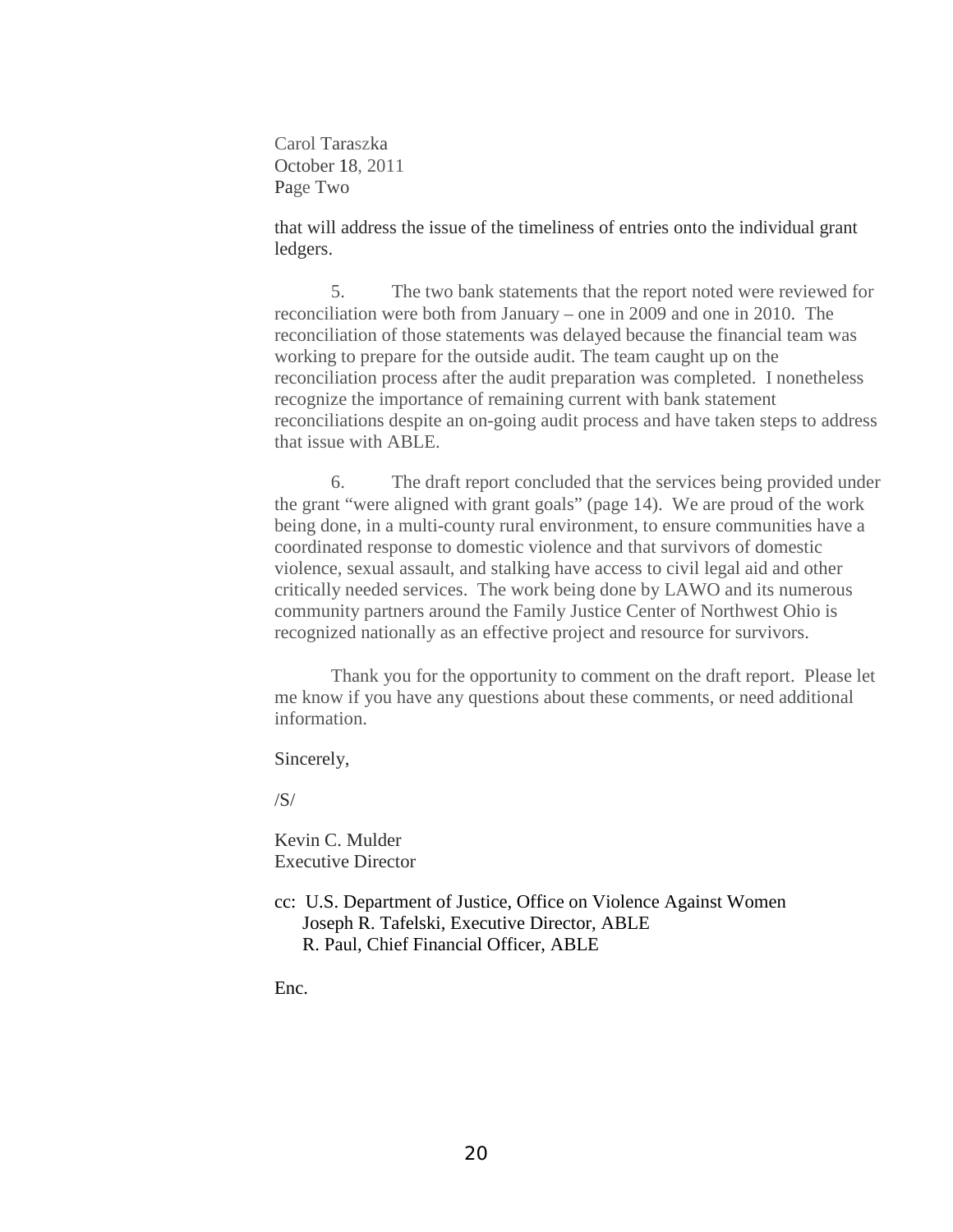Carol Taraszka  
October 18, 2011  
Page Two

that will address the issue of the timeliness of entries onto the individual grant ledgers.

5. The two bank statements that the report noted were reviewed for reconciliation were both from January – one in 2009 and one in 2010. The reconciliation of those statements was delayed because the financial team was working to prepare for the outside audit. The team caught up on the reconciliation process after the audit preparation was completed. I nonetheless recognize the importance of remaining current with bank statement reconciliations despite an on-going audit process and have taken steps to address that issue with ABLE.

6. The draft report concluded that the services being provided under the grant "were aligned with grant goals" (page 14). We are proud of the work being done, in a multi-county rural environment, to ensure communities have a coordinated response to domestic violence and that survivors of domestic violence, sexual assault, and stalking have access to civil legal aid and other critically needed services. The work being done by LAWO and its numerous community partners around the Family Justice Center of Northwest Ohio is recognized nationally as an effective project and resource for survivors.

Thank you for the opportunity to comment on the draft report. Please let me know if you have any questions about these comments, or need additional information.

Sincerely,

/S/

Kevin C. Mulder  
Executive Director

cc: U.S. Department of Justice, Office on Violence Against Women  
Joseph R. Tafelski, Executive Director, ABLE  
R. Paul, Chief Financial Officer, ABLE

Enc.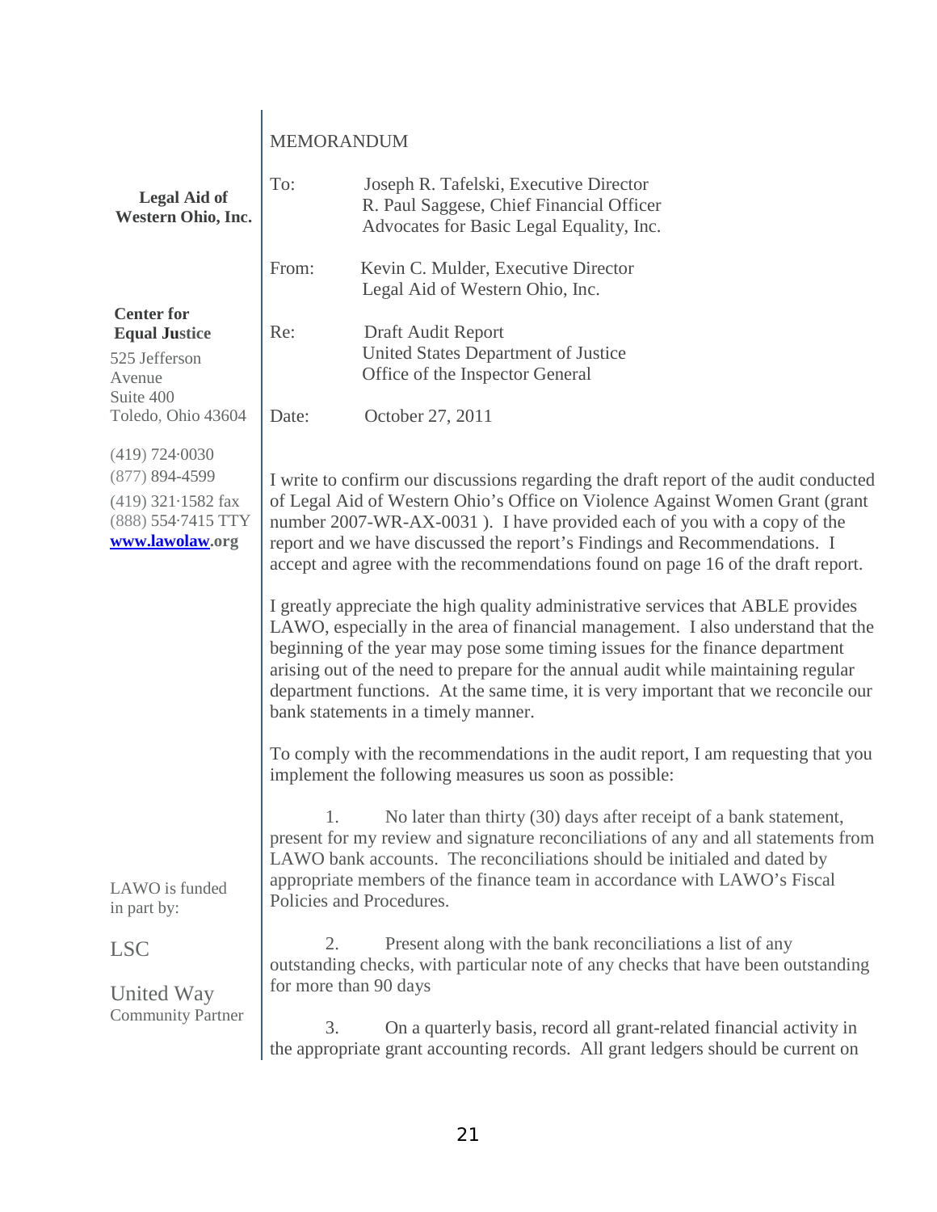**Legal Aid of Western Ohio, Inc.**

**Center for Equal Justice**

525 Jefferson Avenue
Suite 400
Toledo, Ohio 43604

(419) 724·0030
(877) 894-4599
(419) 321·1582 fax
(888) 554·7415 TTY
**www.lawolaw.org**

LAWO is funded in part by:

LSC

United Way
Community Partner

MEMORANDUM

To: Joseph R. Tafelski, Executive Director
R. Paul Saggese, Chief Financial Officer
Advocates for Basic Legal Equality, Inc.

From: Kevin C. Mulder, Executive Director
Legal Aid of Western Ohio, Inc.

Re: Draft Audit Report
United States Department of Justice
Office of the Inspector General

Date: October 27, 2011

I write to confirm our discussions regarding the draft report of the audit conducted of Legal Aid of Western Ohio's Office on Violence Against Women Grant (grant number 2007-WR-AX-0031 ). I have provided each of you with a copy of the report and we have discussed the report's Findings and Recommendations. I accept and agree with the recommendations found on page 16 of the draft report.

I greatly appreciate the high quality administrative services that ABLE provides LAWO, especially in the area of financial management. I also understand that the beginning of the year may pose some timing issues for the finance department arising out of the need to prepare for the annual audit while maintaining regular department functions. At the same time, it is very important that we reconcile our bank statements in a timely manner.

To comply with the recommendations in the audit report, I am requesting that you implement the following measures us soon as possible:

1. No later than thirty (30) days after receipt of a bank statement, present for my review and signature reconciliations of any and all statements from LAWO bank accounts. The reconciliations should be initialed and dated by appropriate members of the finance team in accordance with LAWO's Fiscal Policies and Procedures.

2. Present along with the bank reconciliations a list of any outstanding checks, with particular note of any checks that have been outstanding for more than 90 days

3. On a quarterly basis, record all grant-related financial activity in the appropriate grant accounting records. All grant ledgers should be current on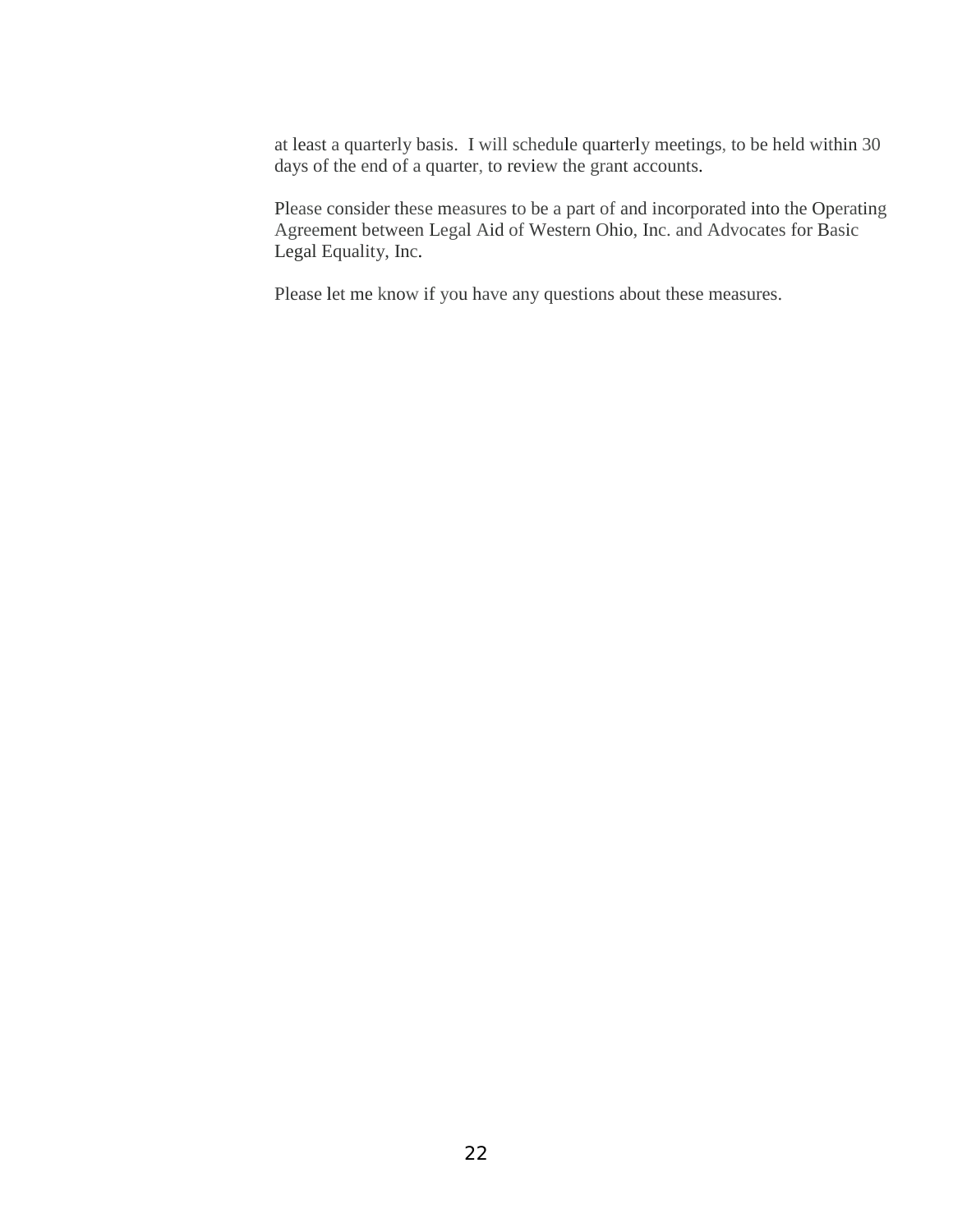at least a quarterly basis.  I will schedule quarterly meetings, to be held within 30 days of the end of a quarter, to review the grant accounts.

Please consider these measures to be a part of and incorporated into the Operating Agreement between Legal Aid of Western Ohio, Inc. and Advocates for Basic Legal Equality, Inc.

Please let me know if you have any questions about these measures.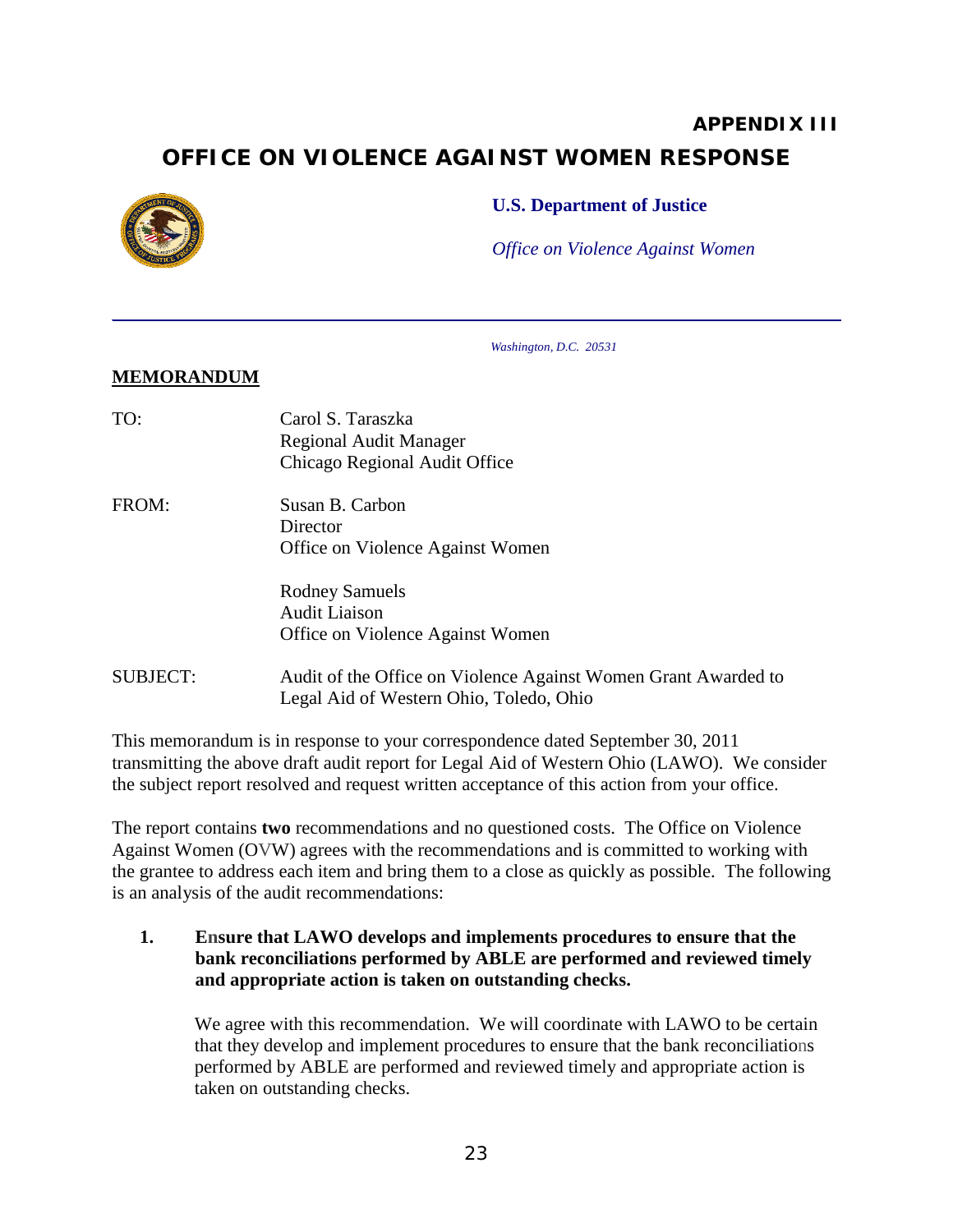## APPENDIX III

# OFFICE ON VIOLENCE AGAINST WOMEN RESPONSE

**U.S. Department of Justice**

*Office on Violence Against Women*

*Washington, D.C. 20531*

**MEMORANDUM**

| | |
|---|---|
| TO: | Carol S. Taraszka<br>Regional Audit Manager<br>Chicago Regional Audit Office |
| FROM: | Susan B. Carbon<br>Director<br>Office on Violence Against Women<br><br>Rodney Samuels<br>Audit Liaison<br>Office on Violence Against Women |
| SUBJECT: | Audit of the Office on Violence Against Women Grant Awarded to Legal Aid of Western Ohio, Toledo, Ohio |

This memorandum is in response to your correspondence dated September 30, 2011 transmitting the above draft audit report for Legal Aid of Western Ohio (LAWO). We consider the subject report resolved and request written acceptance of this action from your office.

The report contains **two** recommendations and no questioned costs. The Office on Violence Against Women (OVW) agrees with the recommendations and is committed to working with the grantee to address each item and bring them to a close as quickly as possible. The following is an analysis of the audit recommendations:

1. **Ensure that LAWO develops and implements procedures to ensure that the bank reconciliations performed by ABLE are performed and reviewed timely and appropriate action is taken on outstanding checks.**

   We agree with this recommendation. We will coordinate with LAWO to be certain that they develop and implement procedures to ensure that the bank reconciliations performed by ABLE are performed and reviewed timely and appropriate action is taken on outstanding checks.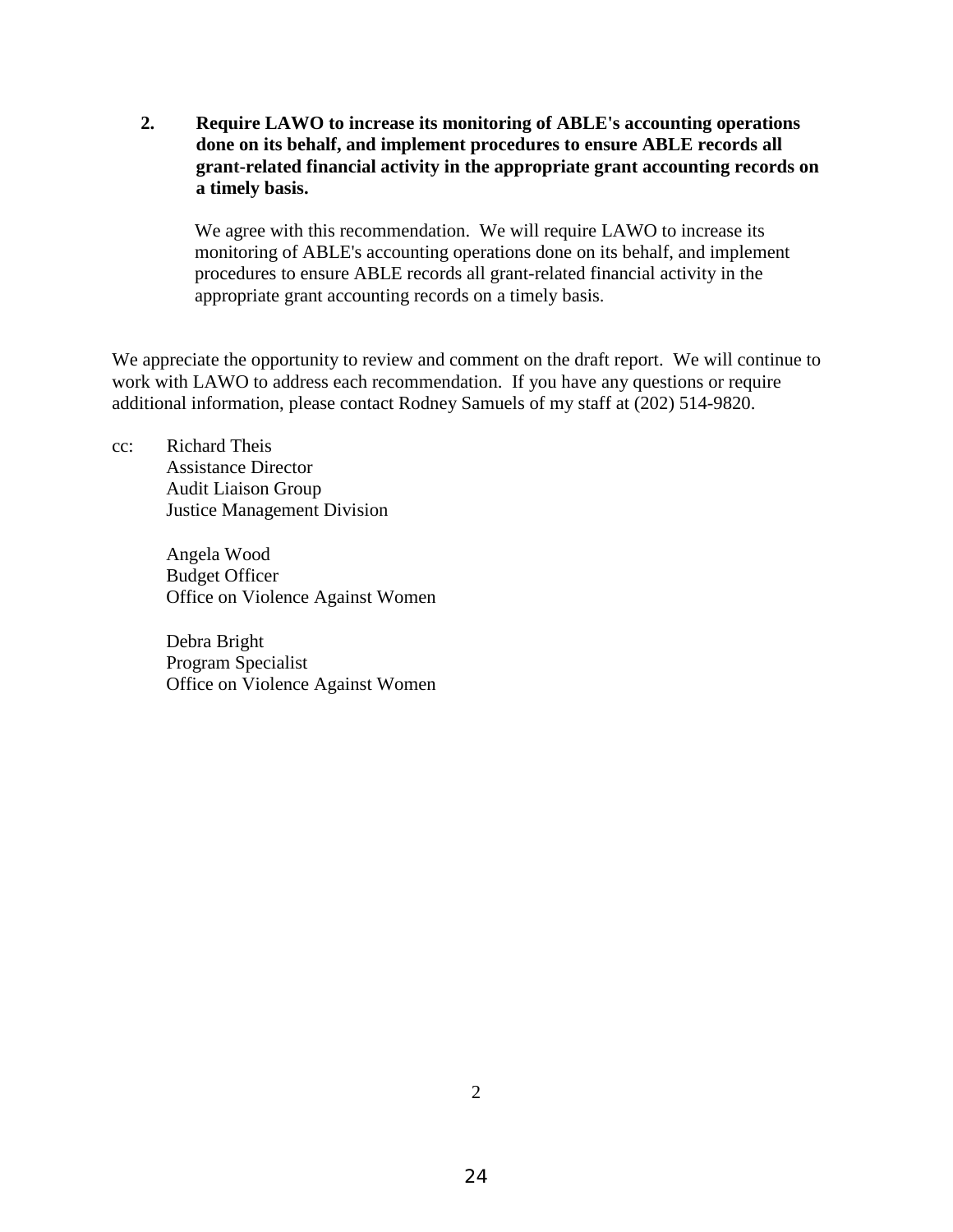**2. Require LAWO to increase its monitoring of ABLE's accounting operations done on its behalf, and implement procedures to ensure ABLE records all grant-related financial activity in the appropriate grant accounting records on a timely basis.**

We agree with this recommendation. We will require LAWO to increase its monitoring of ABLE's accounting operations done on its behalf, and implement procedures to ensure ABLE records all grant-related financial activity in the appropriate grant accounting records on a timely basis.

We appreciate the opportunity to review and comment on the draft report. We will continue to work with LAWO to address each recommendation. If you have any questions or require additional information, please contact Rodney Samuels of my staff at (202) 514-9820.

cc: Richard Theis
Assistance Director
Audit Liaison Group
Justice Management Division

Angela Wood
Budget Officer
Office on Violence Against Women

Debra Bright
Program Specialist
Office on Violence Against Women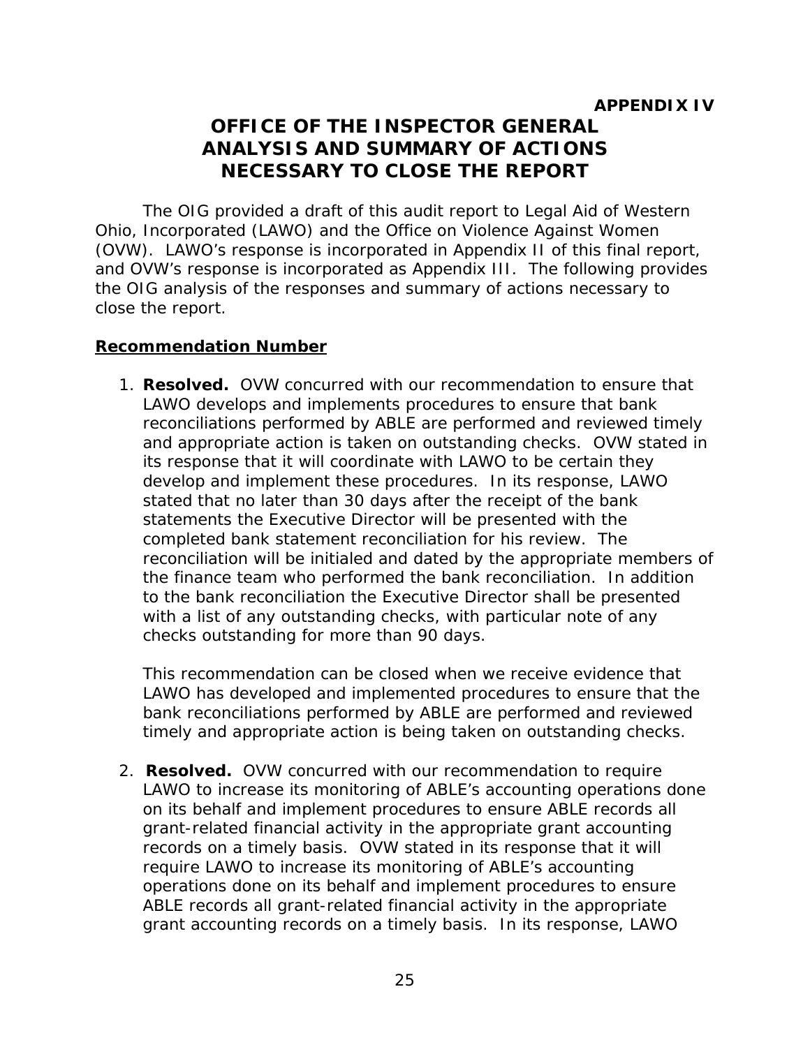**APPENDIX IV**

# OFFICE OF THE INSPECTOR GENERAL ANALYSIS AND SUMMARY OF ACTIONS NECESSARY TO CLOSE THE REPORT

The OIG provided a draft of this audit report to Legal Aid of Western Ohio, Incorporated (LAWO) and the Office on Violence Against Women (OVW). LAWO's response is incorporated in Appendix II of this final report, and OVW's response is incorporated as Appendix III. The following provides the OIG analysis of the responses and summary of actions necessary to close the report.

**Recommendation Number**

1. **Resolved.** OVW concurred with our recommendation to ensure that LAWO develops and implements procedures to ensure that bank reconciliations performed by ABLE are performed and reviewed timely and appropriate action is taken on outstanding checks. OVW stated in its response that it will coordinate with LAWO to be certain they develop and implement these procedures. In its response, LAWO stated that no later than 30 days after the receipt of the bank statements the Executive Director will be presented with the completed bank statement reconciliation for his review. The reconciliation will be initialed and dated by the appropriate members of the finance team who performed the bank reconciliation. In addition to the bank reconciliation the Executive Director shall be presented with a list of any outstanding checks, with particular note of any checks outstanding for more than 90 days.

   This recommendation can be closed when we receive evidence that LAWO has developed and implemented procedures to ensure that the bank reconciliations performed by ABLE are performed and reviewed timely and appropriate action is being taken on outstanding checks.

2. **Resolved.** OVW concurred with our recommendation to require LAWO to increase its monitoring of ABLE's accounting operations done on its behalf and implement procedures to ensure ABLE records all grant-related financial activity in the appropriate grant accounting records on a timely basis. OVW stated in its response that it will require LAWO to increase its monitoring of ABLE's accounting operations done on its behalf and implement procedures to ensure ABLE records all grant-related financial activity in the appropriate grant accounting records on a timely basis. In its response, LAWO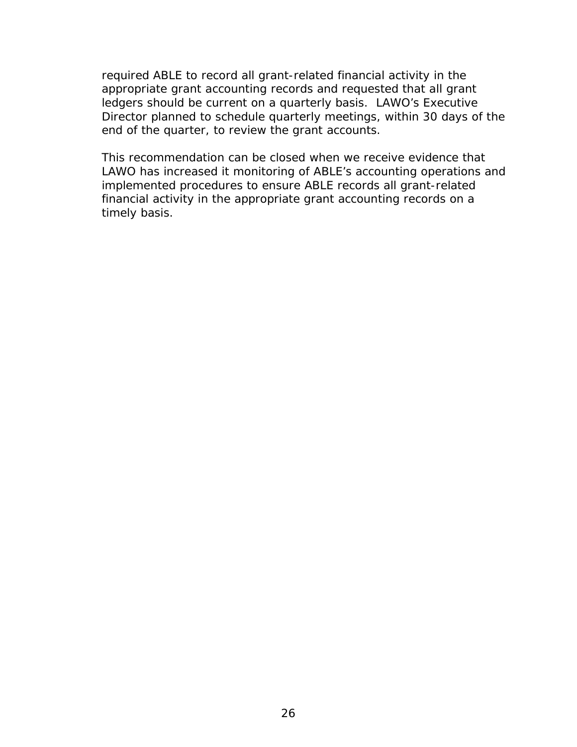required ABLE to record all grant-related financial activity in the appropriate grant accounting records and requested that all grant ledgers should be current on a quarterly basis.  LAWO's Executive Director planned to schedule quarterly meetings, within 30 days of the end of the quarter, to review the grant accounts.

This recommendation can be closed when we receive evidence that LAWO has increased it monitoring of ABLE's accounting operations and implemented procedures to ensure ABLE records all grant-related financial activity in the appropriate grant accounting records on a timely basis.